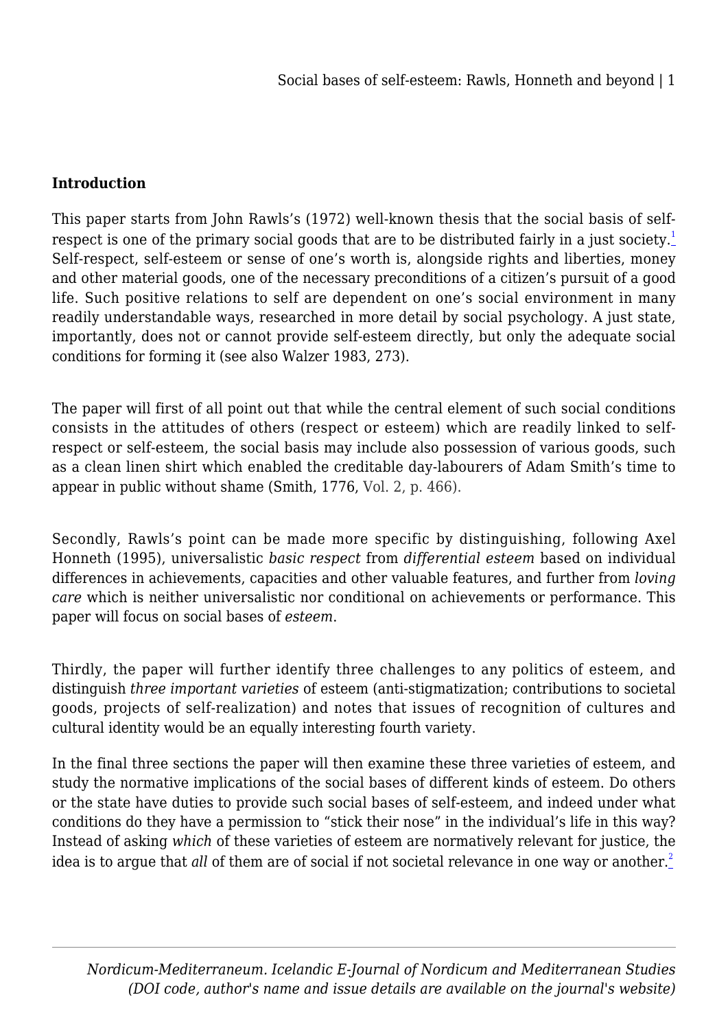## Introduction

This paper starts from John Rawls's (1972) well-known thesis that the social basis of self-respect is one of the primary social goods that are to be distributed fairly in a just society.[1] Self-respect, self-esteem or sense of one's worth is, alongside rights and liberties, money and other material goods, one of the necessary preconditions of a citizen's pursuit of a good life. Such positive relations to self are dependent on one's social environment in many readily understandable ways, researched in more detail by social psychology. A just state, importantly, does not or cannot provide self-esteem directly, but only the adequate social conditions for forming it (see also Walzer 1983, 273).

The paper will first of all point out that while the central element of such social conditions consists in the attitudes of others (respect or esteem) which are readily linked to self-respect or self-esteem, the social basis may include also possession of various goods, such as a clean linen shirt which enabled the creditable day-labourers of Adam Smith's time to appear in public without shame (Smith, 1776, Vol. 2, p. 466).

Secondly, Rawls's point can be made more specific by distinguishing, following Axel Honneth (1995), universalistic *basic respect* from *differential esteem* based on individual differences in achievements, capacities and other valuable features, and further from *loving care* which is neither universalistic nor conditional on achievements or performance. This paper will focus on social bases of *esteem*.

Thirdly, the paper will further identify three challenges to any politics of esteem, and distinguish *three important varieties* of esteem (anti-stigmatization; contributions to societal goods, projects of self-realization) and notes that issues of recognition of cultures and cultural identity would be an equally interesting fourth variety.

In the final three sections the paper will then examine these three varieties of esteem, and study the normative implications of the social bases of different kinds of esteem. Do others or the state have duties to provide such social bases of self-esteem, and indeed under what conditions do they have a permission to "stick their nose" in the individual's life in this way? Instead of asking *which* of these varieties of esteem are normatively relevant for justice, the idea is to argue that *all* of them are of social if not societal relevance in one way or another.[2]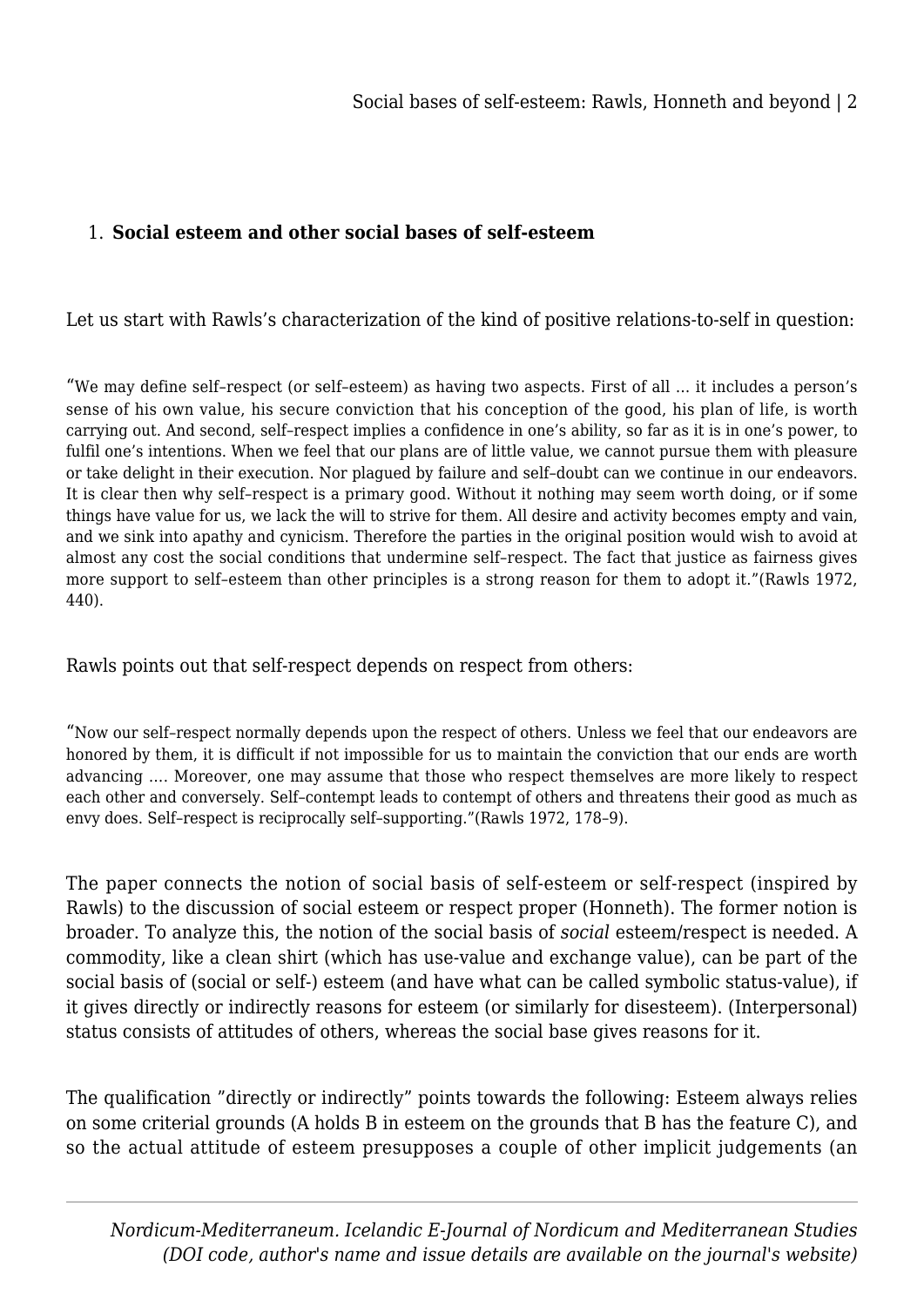1. **Social esteem and other social bases of self-esteem**

Let us start with Rawls's characterization of the kind of positive relations-to-self in question:

> "We may define self–respect (or self–esteem) as having two aspects. First of all … it includes a person's sense of his own value, his secure conviction that his conception of the good, his plan of life, is worth carrying out. And second, self–respect implies a confidence in one's ability, so far as it is in one's power, to fulfil one's intentions. When we feel that our plans are of little value, we cannot pursue them with pleasure or take delight in their execution. Nor plagued by failure and self–doubt can we continue in our endeavors. It is clear then why self–respect is a primary good. Without it nothing may seem worth doing, or if some things have value for us, we lack the will to strive for them. All desire and activity becomes empty and vain, and we sink into apathy and cynicism. Therefore the parties in the original position would wish to avoid at almost any cost the social conditions that undermine self–respect. The fact that justice as fairness gives more support to self–esteem than other principles is a strong reason for them to adopt it."(Rawls 1972, 440).

Rawls points out that self-respect depends on respect from others:

> "Now our self–respect normally depends upon the respect of others. Unless we feel that our endeavors are honored by them, it is difficult if not impossible for us to maintain the conviction that our ends are worth advancing …. Moreover, one may assume that those who respect themselves are more likely to respect each other and conversely. Self–contempt leads to contempt of others and threatens their good as much as envy does. Self–respect is reciprocally self–supporting."(Rawls 1972, 178–9).

The paper connects the notion of social basis of self-esteem or self-respect (inspired by Rawls) to the discussion of social esteem or respect proper (Honneth). The former notion is broader. To analyze this, the notion of the social basis of *social* esteem/respect is needed. A commodity, like a clean shirt (which has use-value and exchange value), can be part of the social basis of (social or self-) esteem (and have what can be called symbolic status-value), if it gives directly or indirectly reasons for esteem (or similarly for disesteem). (Interpersonal) status consists of attitudes of others, whereas the social base gives reasons for it.

The qualification "directly or indirectly" points towards the following: Esteem always relies on some criterial grounds (A holds B in esteem on the grounds that B has the feature C), and so the actual attitude of esteem presupposes a couple of other implicit judgements (an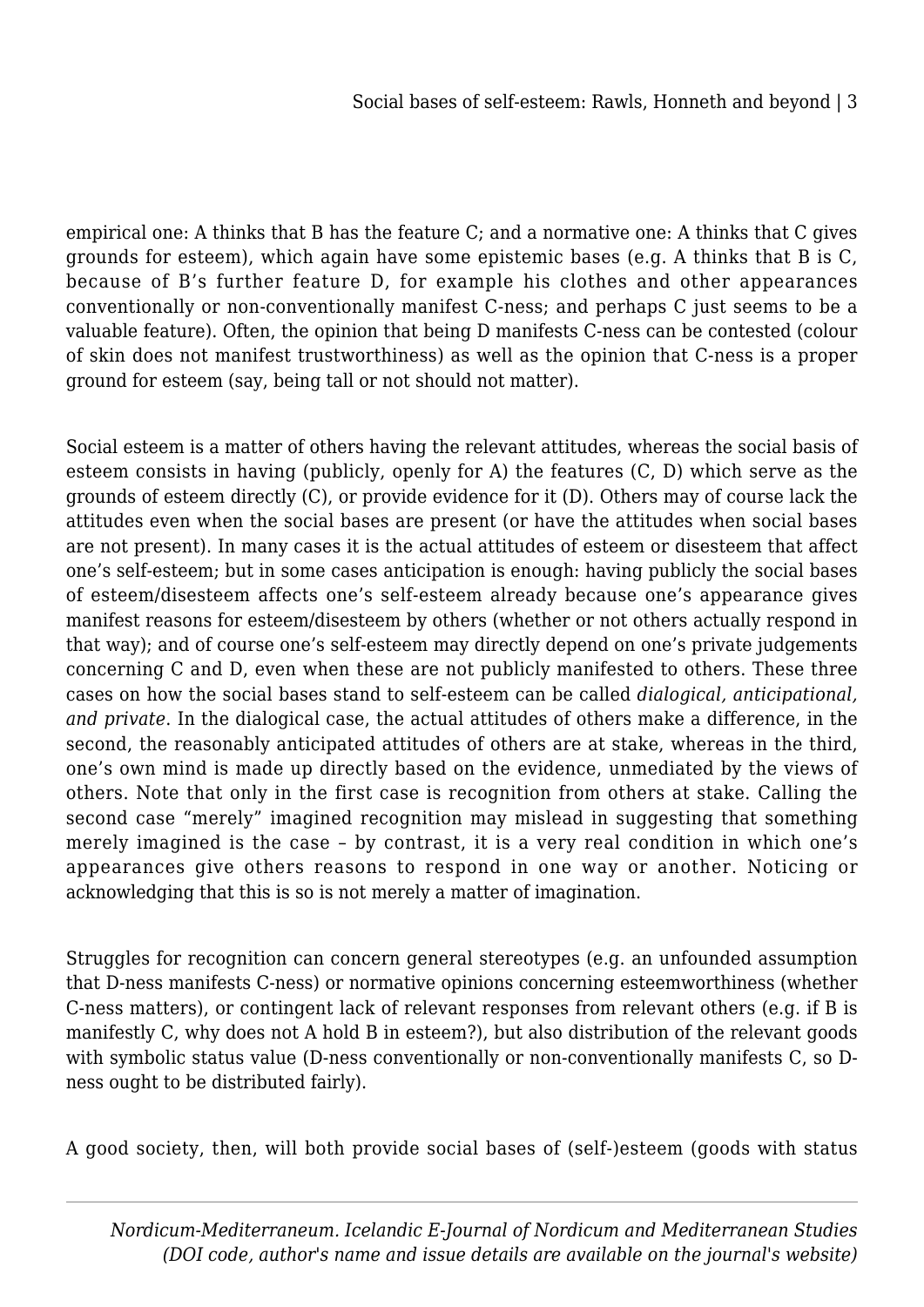empirical one: A thinks that B has the feature C; and a normative one: A thinks that C gives grounds for esteem), which again have some epistemic bases (e.g. A thinks that B is C, because of B's further feature D, for example his clothes and other appearances conventionally or non-conventionally manifest C-ness; and perhaps C just seems to be a valuable feature). Often, the opinion that being D manifests C-ness can be contested (colour of skin does not manifest trustworthiness) as well as the opinion that C-ness is a proper ground for esteem (say, being tall or not should not matter).

Social esteem is a matter of others having the relevant attitudes, whereas the social basis of esteem consists in having (publicly, openly for A) the features (C, D) which serve as the grounds of esteem directly (C), or provide evidence for it (D). Others may of course lack the attitudes even when the social bases are present (or have the attitudes when social bases are not present). In many cases it is the actual attitudes of esteem or disesteem that affect one's self-esteem; but in some cases anticipation is enough: having publicly the social bases of esteem/disesteem affects one's self-esteem already because one's appearance gives manifest reasons for esteem/disesteem by others (whether or not others actually respond in that way); and of course one's self-esteem may directly depend on one's private judgements concerning C and D, even when these are not publicly manifested to others. These three cases on how the social bases stand to self-esteem can be called *dialogical, anticipational, and private*. In the dialogical case, the actual attitudes of others make a difference, in the second, the reasonably anticipated attitudes of others are at stake, whereas in the third, one's own mind is made up directly based on the evidence, unmediated by the views of others. Note that only in the first case is recognition from others at stake. Calling the second case "merely" imagined recognition may mislead in suggesting that something merely imagined is the case – by contrast, it is a very real condition in which one's appearances give others reasons to respond in one way or another. Noticing or acknowledging that this is so is not merely a matter of imagination.

Struggles for recognition can concern general stereotypes (e.g. an unfounded assumption that D-ness manifests C-ness) or normative opinions concerning esteemworthiness (whether C-ness matters), or contingent lack of relevant responses from relevant others (e.g. if B is manifestly C, why does not A hold B in esteem?), but also distribution of the relevant goods with symbolic status value (D-ness conventionally or non-conventionally manifests C, so D-ness ought to be distributed fairly).

A good society, then, will both provide social bases of (self-)esteem (goods with status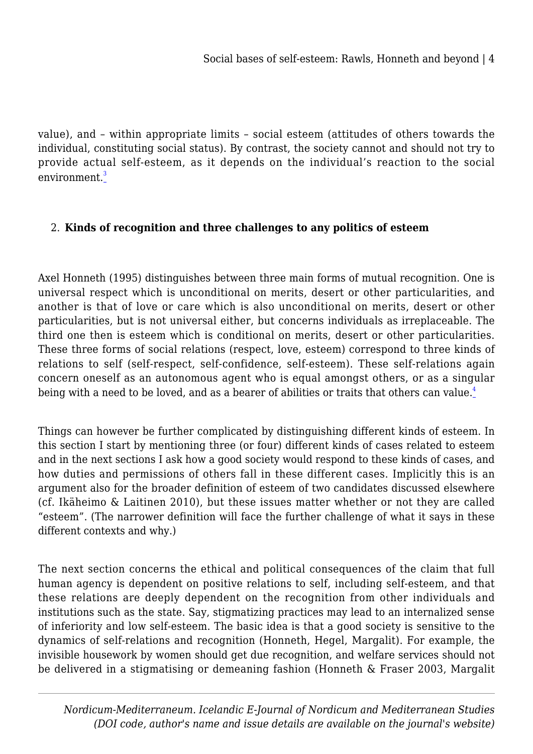value), and – within appropriate limits – social esteem (attitudes of others towards the individual, constituting social status). By contrast, the society cannot and should not try to provide actual self-esteem, as it depends on the individual's reaction to the social environment.[3]

## 2. **Kinds of recognition and three challenges to any politics of esteem**

Axel Honneth (1995) distinguishes between three main forms of mutual recognition. One is universal respect which is unconditional on merits, desert or other particularities, and another is that of love or care which is also unconditional on merits, desert or other particularities, but is not universal either, but concerns individuals as irreplaceable. The third one then is esteem which is conditional on merits, desert or other particularities. These three forms of social relations (respect, love, esteem) correspond to three kinds of relations to self (self-respect, self-confidence, self-esteem). These self-relations again concern oneself as an autonomous agent who is equal amongst others, or as a singular being with a need to be loved, and as a bearer of abilities or traits that others can value.[4]

Things can however be further complicated by distinguishing different kinds of esteem. In this section I start by mentioning three (or four) different kinds of cases related to esteem and in the next sections I ask how a good society would respond to these kinds of cases, and how duties and permissions of others fall in these different cases. Implicitly this is an argument also for the broader definition of esteem of two candidates discussed elsewhere (cf. Ikäheimo & Laitinen 2010), but these issues matter whether or not they are called "esteem". (The narrower definition will face the further challenge of what it says in these different contexts and why.)

The next section concerns the ethical and political consequences of the claim that full human agency is dependent on positive relations to self, including self-esteem, and that these relations are deeply dependent on the recognition from other individuals and institutions such as the state. Say, stigmatizing practices may lead to an internalized sense of inferiority and low self-esteem. The basic idea is that a good society is sensitive to the dynamics of self-relations and recognition (Honneth, Hegel, Margalit). For example, the invisible housework by women should get due recognition, and welfare services should not be delivered in a stigmatising or demeaning fashion (Honneth & Fraser 2003, Margalit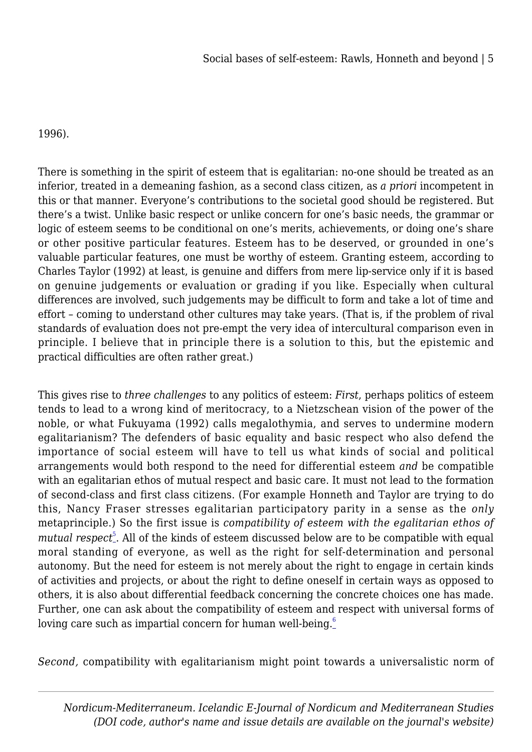1996).

There is something in the spirit of esteem that is egalitarian: no-one should be treated as an inferior, treated in a demeaning fashion, as a second class citizen, as *a priori* incompetent in this or that manner. Everyone's contributions to the societal good should be registered. But there's a twist. Unlike basic respect or unlike concern for one's basic needs, the grammar or logic of esteem seems to be conditional on one's merits, achievements, or doing one's share or other positive particular features. Esteem has to be deserved, or grounded in one's valuable particular features, one must be worthy of esteem. Granting esteem, according to Charles Taylor (1992) at least, is genuine and differs from mere lip-service only if it is based on genuine judgements or evaluation or grading if you like. Especially when cultural differences are involved, such judgements may be difficult to form and take a lot of time and effort – coming to understand other cultures may take years. (That is, if the problem of rival standards of evaluation does not pre-empt the very idea of intercultural comparison even in principle. I believe that in principle there is a solution to this, but the epistemic and practical difficulties are often rather great.)

This gives rise to *three challenges* to any politics of esteem: *First*, perhaps politics of esteem tends to lead to a wrong kind of meritocracy, to a Nietzschean vision of the power of the noble, or what Fukuyama (1992) calls megalothymia, and serves to undermine modern egalitarianism? The defenders of basic equality and basic respect who also defend the importance of social esteem will have to tell us what kinds of social and political arrangements would both respond to the need for differential esteem *and* be compatible with an egalitarian ethos of mutual respect and basic care. It must not lead to the formation of second-class and first class citizens. (For example Honneth and Taylor are trying to do this, Nancy Fraser stresses egalitarian participatory parity in a sense as the *only* metaprinciple.) So the first issue is *compatibility of esteem with the egalitarian ethos of mutual respect*[5]. All of the kinds of esteem discussed below are to be compatible with equal moral standing of everyone, as well as the right for self-determination and personal autonomy. But the need for esteem is not merely about the right to engage in certain kinds of activities and projects, or about the right to define oneself in certain ways as opposed to others, it is also about differential feedback concerning the concrete choices one has made. Further, one can ask about the compatibility of esteem and respect with universal forms of loving care such as impartial concern for human well-being.[6]

*Second,* compatibility with egalitarianism might point towards a universalistic norm of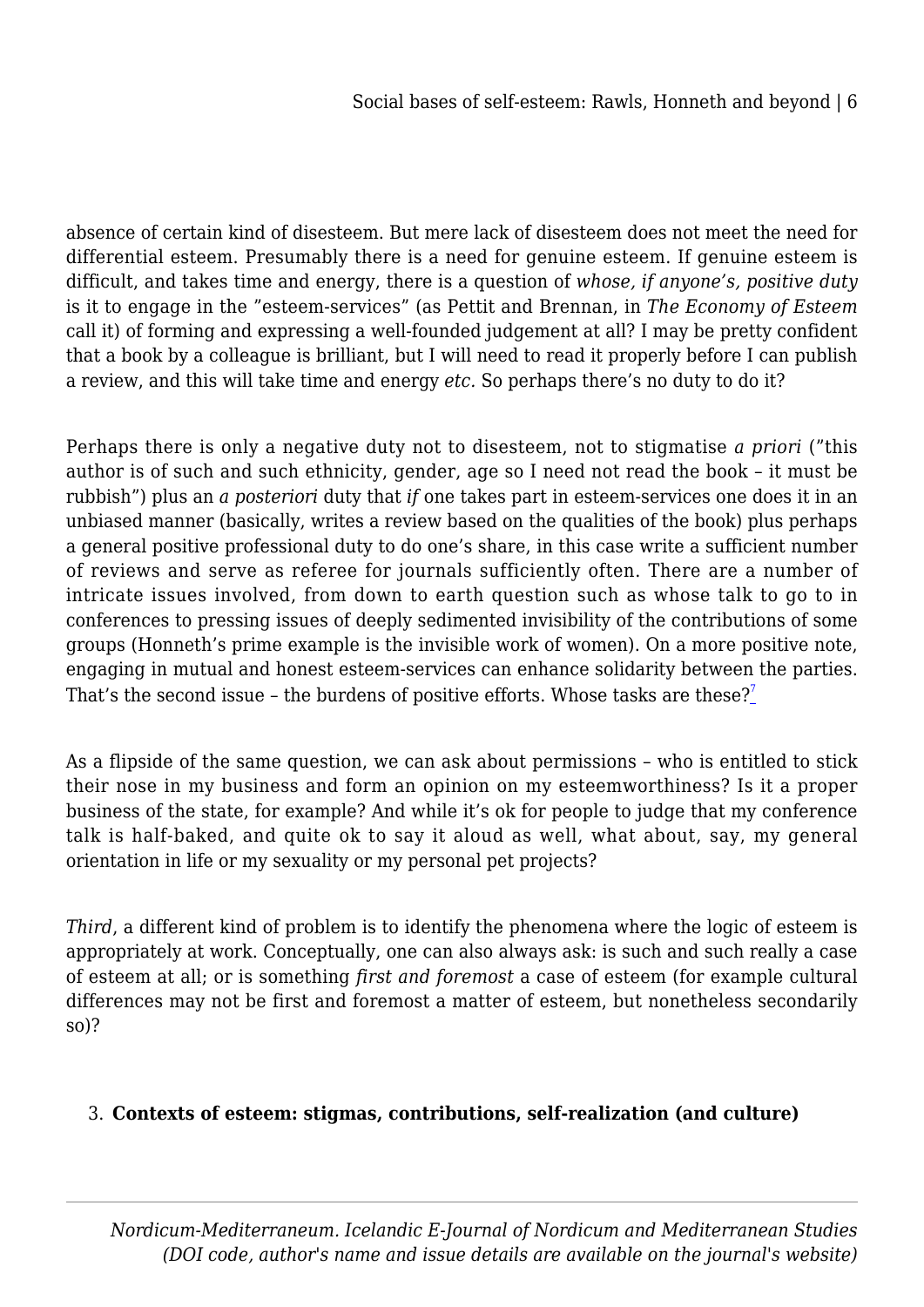absence of certain kind of disesteem. But mere lack of disesteem does not meet the need for differential esteem. Presumably there is a need for genuine esteem. If genuine esteem is difficult, and takes time and energy, there is a question of *whose, if anyone's, positive duty* is it to engage in the "esteem-services" (as Pettit and Brennan, in *The Economy of Esteem* call it) of forming and expressing a well-founded judgement at all? I may be pretty confident that a book by a colleague is brilliant, but I will need to read it properly before I can publish a review, and this will take time and energy *etc.* So perhaps there's no duty to do it?

Perhaps there is only a negative duty not to disesteem, not to stigmatise *a priori* ("this author is of such and such ethnicity, gender, age so I need not read the book – it must be rubbish") plus an *a posteriori* duty that *if* one takes part in esteem-services one does it in an unbiased manner (basically, writes a review based on the qualities of the book) plus perhaps a general positive professional duty to do one's share, in this case write a sufficient number of reviews and serve as referee for journals sufficiently often. There are a number of intricate issues involved, from down to earth question such as whose talk to go to in conferences to pressing issues of deeply sedimented invisibility of the contributions of some groups (Honneth's prime example is the invisible work of women). On a more positive note, engaging in mutual and honest esteem-services can enhance solidarity between the parties. That's the second issue – the burdens of positive efforts. Whose tasks are these?[7]

As a flipside of the same question, we can ask about permissions – who is entitled to stick their nose in my business and form an opinion on my esteemworthiness? Is it a proper business of the state, for example? And while it's ok for people to judge that my conference talk is half-baked, and quite ok to say it aloud as well, what about, say, my general orientation in life or my sexuality or my personal pet projects?

*Third*, a different kind of problem is to identify the phenomena where the logic of esteem is appropriately at work. Conceptually, one can also always ask: is such and such really a case of esteem at all; or is something *first and foremost* a case of esteem (for example cultural differences may not be first and foremost a matter of esteem, but nonetheless secondarily so)?

## 3. Contexts of esteem: stigmas, contributions, self-realization (and culture)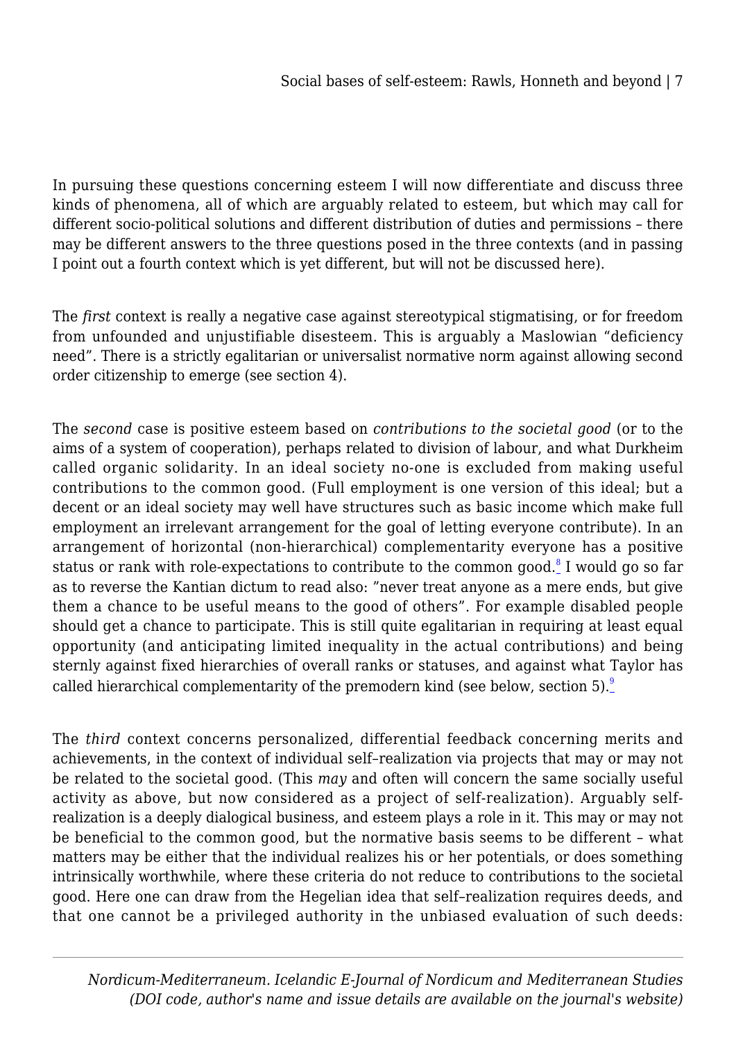In pursuing these questions concerning esteem I will now differentiate and discuss three kinds of phenomena, all of which are arguably related to esteem, but which may call for different socio-political solutions and different distribution of duties and permissions – there may be different answers to the three questions posed in the three contexts (and in passing I point out a fourth context which is yet different, but will not be discussed here).

The *first* context is really a negative case against stereotypical stigmatising, or for freedom from unfounded and unjustifiable disesteem. This is arguably a Maslowian "deficiency need". There is a strictly egalitarian or universalist normative norm against allowing second order citizenship to emerge (see section 4).

The *second* case is positive esteem based on *contributions to the societal good* (or to the aims of a system of cooperation), perhaps related to division of labour, and what Durkheim called organic solidarity. In an ideal society no-one is excluded from making useful contributions to the common good. (Full employment is one version of this ideal; but a decent or an ideal society may well have structures such as basic income which make full employment an irrelevant arrangement for the goal of letting everyone contribute). In an arrangement of horizontal (non-hierarchical) complementarity everyone has a positive status or rank with role-expectations to contribute to the common good.[8] I would go so far as to reverse the Kantian dictum to read also: "never treat anyone as a mere ends, but give them a chance to be useful means to the good of others". For example disabled people should get a chance to participate. This is still quite egalitarian in requiring at least equal opportunity (and anticipating limited inequality in the actual contributions) and being sternly against fixed hierarchies of overall ranks or statuses, and against what Taylor has called hierarchical complementarity of the premodern kind (see below, section 5).[9]

The *third* context concerns personalized, differential feedback concerning merits and achievements, in the context of individual self–realization via projects that may or may not be related to the societal good. (This *may* and often will concern the same socially useful activity as above, but now considered as a project of self-realization). Arguably self-realization is a deeply dialogical business, and esteem plays a role in it. This may or may not be beneficial to the common good, but the normative basis seems to be different – what matters may be either that the individual realizes his or her potentials, or does something intrinsically worthwhile, where these criteria do not reduce to contributions to the societal good. Here one can draw from the Hegelian idea that self–realization requires deeds, and that one cannot be a privileged authority in the unbiased evaluation of such deeds: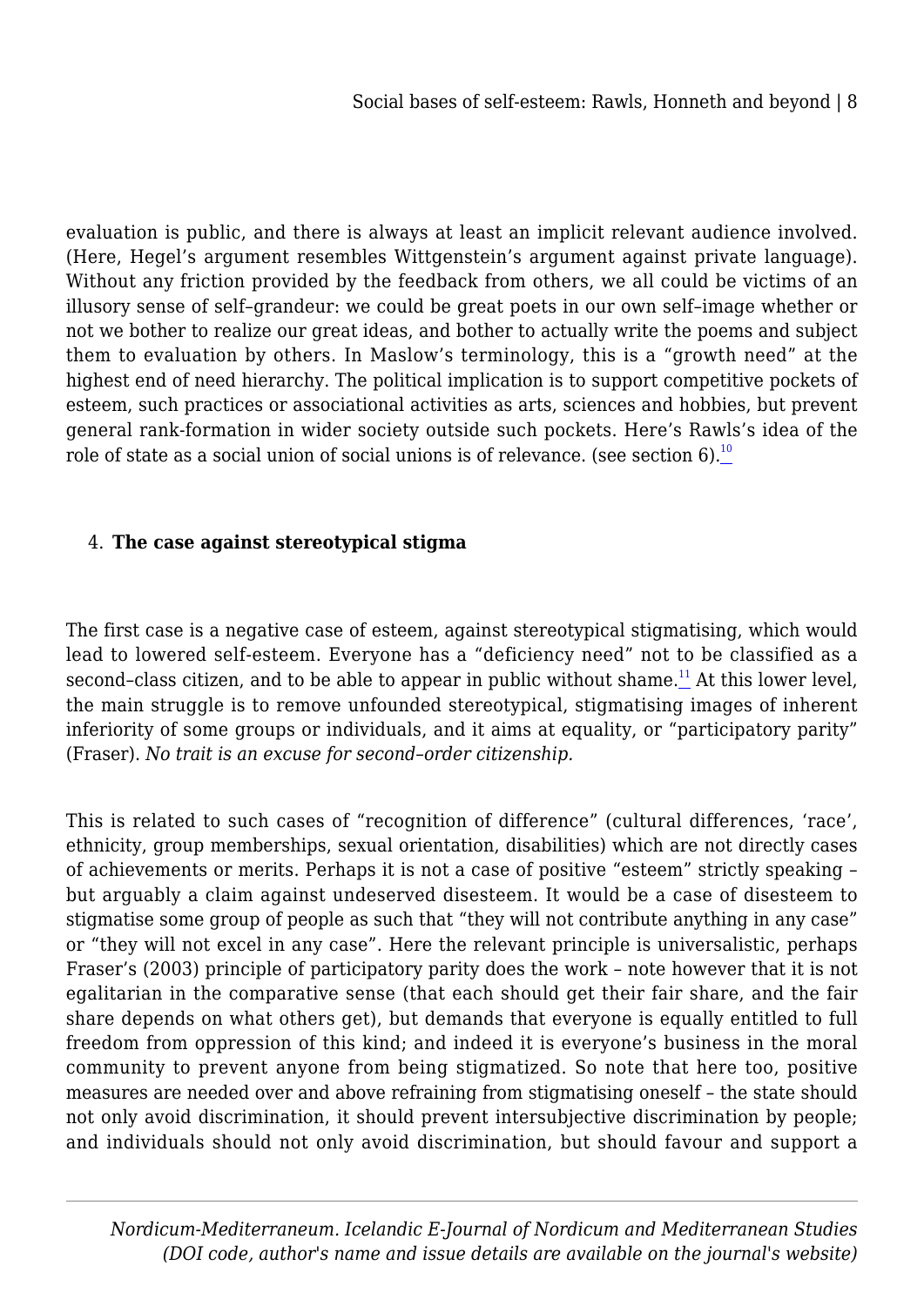evaluation is public, and there is always at least an implicit relevant audience involved. (Here, Hegel's argument resembles Wittgenstein's argument against private language). Without any friction provided by the feedback from others, we all could be victims of an illusory sense of self–grandeur: we could be great poets in our own self–image whether or not we bother to realize our great ideas, and bother to actually write the poems and subject them to evaluation by others. In Maslow's terminology, this is a "growth need" at the highest end of need hierarchy. The political implication is to support competitive pockets of esteem, such practices or associational activities as arts, sciences and hobbies, but prevent general rank-formation in wider society outside such pockets. Here's Rawls's idea of the role of state as a social union of social unions is of relevance. (see section 6).[10]

## 4. The case against stereotypical stigma

The first case is a negative case of esteem, against stereotypical stigmatising, which would lead to lowered self-esteem. Everyone has a "deficiency need" not to be classified as a second–class citizen, and to be able to appear in public without shame.[11] At this lower level, the main struggle is to remove unfounded stereotypical, stigmatising images of inherent inferiority of some groups or individuals, and it aims at equality, or "participatory parity" (Fraser). *No trait is an excuse for second–order citizenship.*

This is related to such cases of "recognition of difference" (cultural differences, 'race', ethnicity, group memberships, sexual orientation, disabilities) which are not directly cases of achievements or merits. Perhaps it is not a case of positive "esteem" strictly speaking – but arguably a claim against undeserved disesteem. It would be a case of disesteem to stigmatise some group of people as such that "they will not contribute anything in any case" or "they will not excel in any case". Here the relevant principle is universalistic, perhaps Fraser's (2003) principle of participatory parity does the work – note however that it is not egalitarian in the comparative sense (that each should get their fair share, and the fair share depends on what others get), but demands that everyone is equally entitled to full freedom from oppression of this kind; and indeed it is everyone's business in the moral community to prevent anyone from being stigmatized. So note that here too, positive measures are needed over and above refraining from stigmatising oneself – the state should not only avoid discrimination, it should prevent intersubjective discrimination by people; and individuals should not only avoid discrimination, but should favour and support a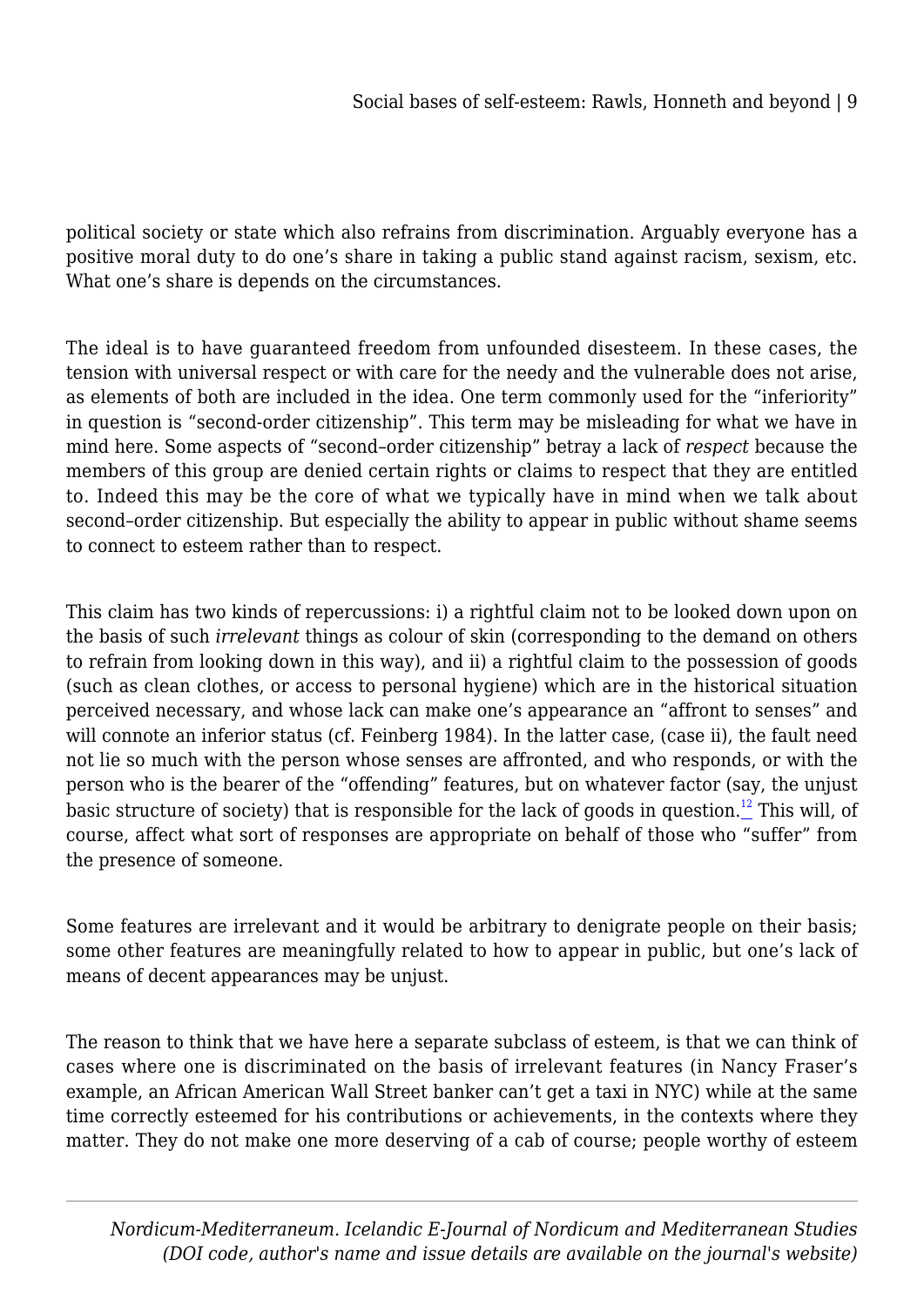political society or state which also refrains from discrimination. Arguably everyone has a positive moral duty to do one's share in taking a public stand against racism, sexism, etc. What one's share is depends on the circumstances.

The ideal is to have guaranteed freedom from unfounded disesteem. In these cases, the tension with universal respect or with care for the needy and the vulnerable does not arise, as elements of both are included in the idea. One term commonly used for the "inferiority" in question is "second-order citizenship". This term may be misleading for what we have in mind here. Some aspects of "second–order citizenship" betray a lack of *respect* because the members of this group are denied certain rights or claims to respect that they are entitled to. Indeed this may be the core of what we typically have in mind when we talk about second–order citizenship. But especially the ability to appear in public without shame seems to connect to esteem rather than to respect.

This claim has two kinds of repercussions: i) a rightful claim not to be looked down upon on the basis of such *irrelevant* things as colour of skin (corresponding to the demand on others to refrain from looking down in this way), and ii) a rightful claim to the possession of goods (such as clean clothes, or access to personal hygiene) which are in the historical situation perceived necessary, and whose lack can make one's appearance an "affront to senses" and will connote an inferior status (cf. Feinberg 1984). In the latter case, (case ii), the fault need not lie so much with the person whose senses are affronted, and who responds, or with the person who is the bearer of the "offending" features, but on whatever factor (say, the unjust basic structure of society) that is responsible for the lack of goods in question.[12] This will, of course, affect what sort of responses are appropriate on behalf of those who "suffer" from the presence of someone.

Some features are irrelevant and it would be arbitrary to denigrate people on their basis; some other features are meaningfully related to how to appear in public, but one's lack of means of decent appearances may be unjust.

The reason to think that we have here a separate subclass of esteem, is that we can think of cases where one is discriminated on the basis of irrelevant features (in Nancy Fraser's example, an African American Wall Street banker can't get a taxi in NYC) while at the same time correctly esteemed for his contributions or achievements, in the contexts where they matter. They do not make one more deserving of a cab of course; people worthy of esteem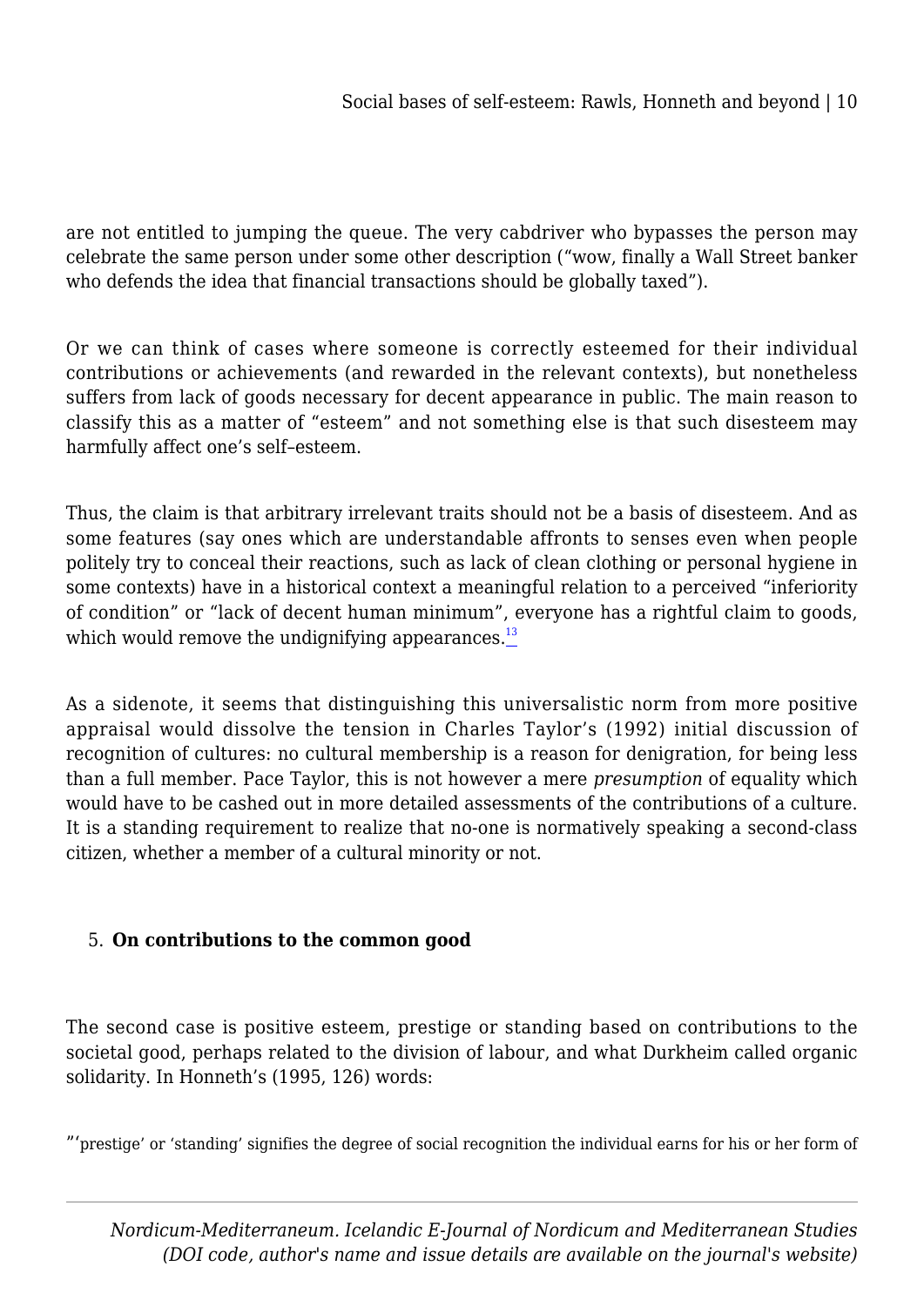are not entitled to jumping the queue. The very cabdriver who bypasses the person may celebrate the same person under some other description ("wow, finally a Wall Street banker who defends the idea that financial transactions should be globally taxed").

Or we can think of cases where someone is correctly esteemed for their individual contributions or achievements (and rewarded in the relevant contexts), but nonetheless suffers from lack of goods necessary for decent appearance in public. The main reason to classify this as a matter of "esteem" and not something else is that such disesteem may harmfully affect one's self–esteem.

Thus, the claim is that arbitrary irrelevant traits should not be a basis of disesteem. And as some features (say ones which are understandable affronts to senses even when people politely try to conceal their reactions, such as lack of clean clothing or personal hygiene in some contexts) have in a historical context a meaningful relation to a perceived "inferiority of condition" or "lack of decent human minimum", everyone has a rightful claim to goods, which would remove the undignifying appearances.[13]

As a sidenote, it seems that distinguishing this universalistic norm from more positive appraisal would dissolve the tension in Charles Taylor's (1992) initial discussion of recognition of cultures: no cultural membership is a reason for denigration, for being less than a full member. Pace Taylor, this is not however a mere *presumption* of equality which would have to be cashed out in more detailed assessments of the contributions of a culture. It is a standing requirement to realize that no-one is normatively speaking a second-class citizen, whether a member of a cultural minority or not.

## 5. **On contributions to the common good**

The second case is positive esteem, prestige or standing based on contributions to the societal good, perhaps related to the division of labour, and what Durkheim called organic solidarity. In Honneth's (1995, 126) words:

"'prestige' or 'standing' signifies the degree of social recognition the individual earns for his or her form of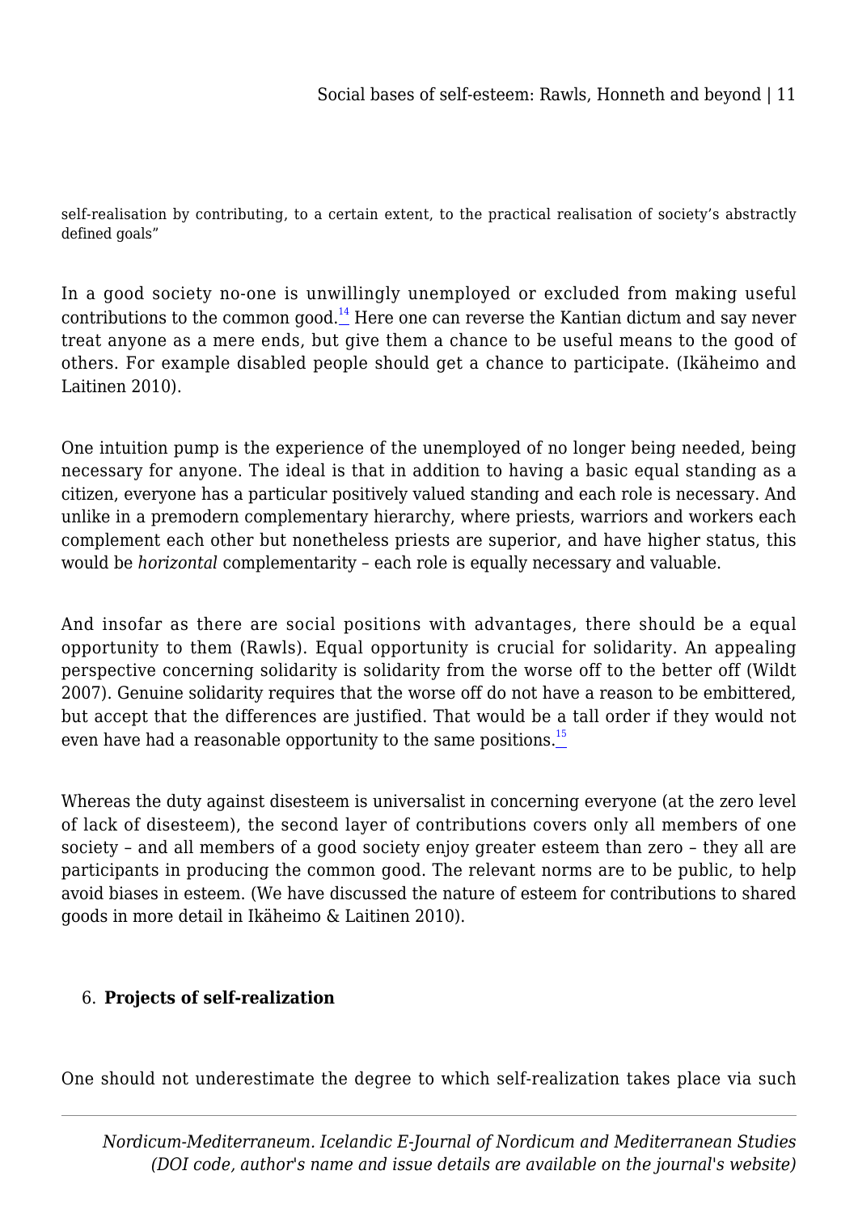self-realisation by contributing, to a certain extent, to the practical realisation of society's abstractly defined goals"

In a good society no-one is unwillingly unemployed or excluded from making useful contributions to the common good.[14] Here one can reverse the Kantian dictum and say never treat anyone as a mere ends, but give them a chance to be useful means to the good of others. For example disabled people should get a chance to participate. (Ikäheimo and Laitinen 2010).

One intuition pump is the experience of the unemployed of no longer being needed, being necessary for anyone. The ideal is that in addition to having a basic equal standing as a citizen, everyone has a particular positively valued standing and each role is necessary. And unlike in a premodern complementary hierarchy, where priests, warriors and workers each complement each other but nonetheless priests are superior, and have higher status, this would be *horizontal* complementarity – each role is equally necessary and valuable.

And insofar as there are social positions with advantages, there should be a equal opportunity to them (Rawls). Equal opportunity is crucial for solidarity. An appealing perspective concerning solidarity is solidarity from the worse off to the better off (Wildt 2007). Genuine solidarity requires that the worse off do not have a reason to be embittered, but accept that the differences are justified. That would be a tall order if they would not even have had a reasonable opportunity to the same positions.[15]

Whereas the duty against disesteem is universalist in concerning everyone (at the zero level of lack of disesteem), the second layer of contributions covers only all members of one society – and all members of a good society enjoy greater esteem than zero – they all are participants in producing the common good. The relevant norms are to be public, to help avoid biases in esteem. (We have discussed the nature of esteem for contributions to shared goods in more detail in Ikäheimo & Laitinen 2010).

## 6. **Projects of self-realization**

One should not underestimate the degree to which self-realization takes place via such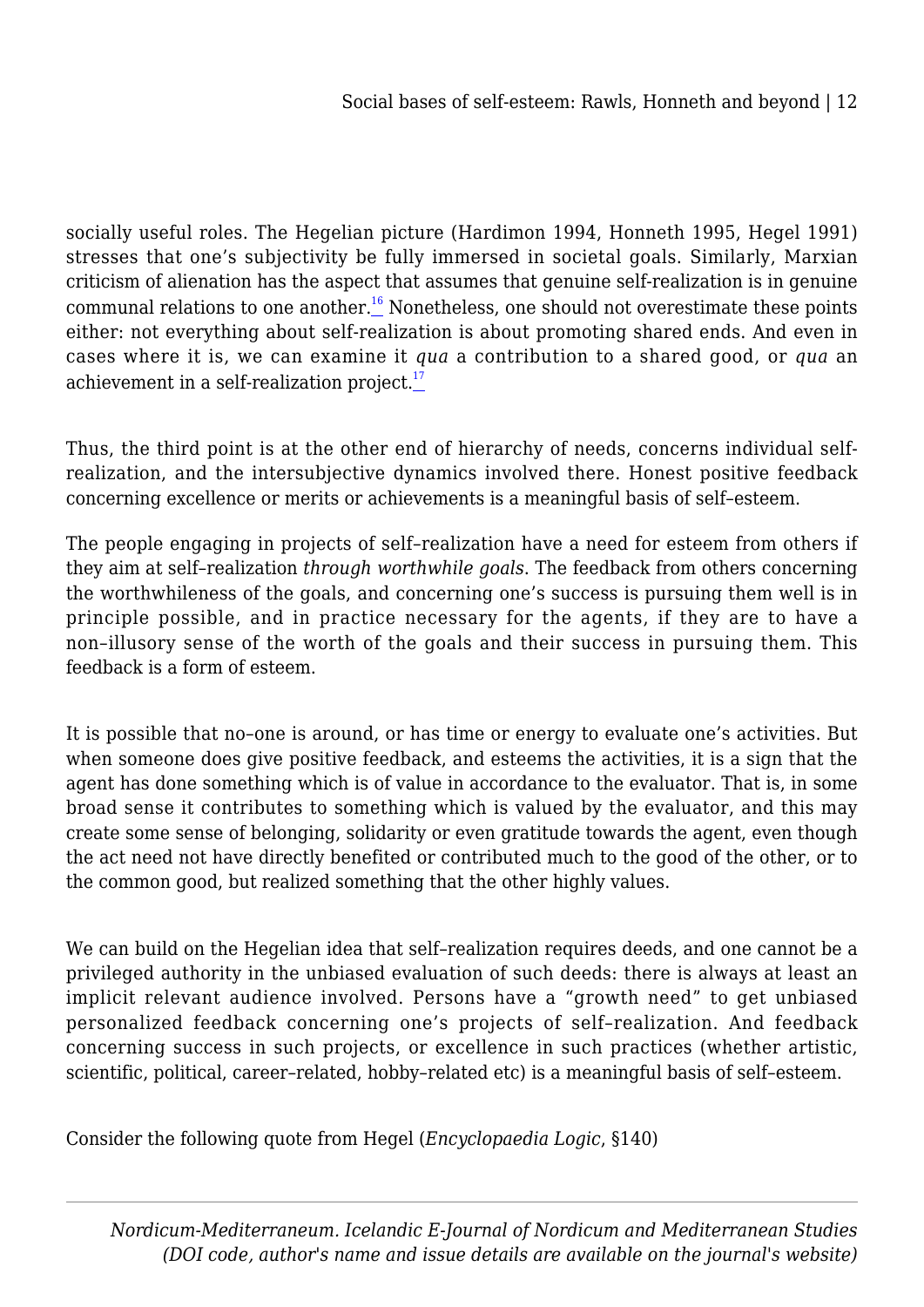socially useful roles. The Hegelian picture (Hardimon 1994, Honneth 1995, Hegel 1991) stresses that one's subjectivity be fully immersed in societal goals. Similarly, Marxian criticism of alienation has the aspect that assumes that genuine self-realization is in genuine communal relations to one another.[16] Nonetheless, one should not overestimate these points either: not everything about self-realization is about promoting shared ends. And even in cases where it is, we can examine it *qua* a contribution to a shared good, or *qua* an achievement in a self-realization project.[17]

Thus, the third point is at the other end of hierarchy of needs, concerns individual self-realization, and the intersubjective dynamics involved there. Honest positive feedback concerning excellence or merits or achievements is a meaningful basis of self–esteem.

The people engaging in projects of self–realization have a need for esteem from others if they aim at self–realization *through worthwhile goals*. The feedback from others concerning the worthwhileness of the goals, and concerning one's success is pursuing them well is in principle possible, and in practice necessary for the agents, if they are to have a non–illusory sense of the worth of the goals and their success in pursuing them. This feedback is a form of esteem.

It is possible that no–one is around, or has time or energy to evaluate one's activities. But when someone does give positive feedback, and esteems the activities, it is a sign that the agent has done something which is of value in accordance to the evaluator. That is, in some broad sense it contributes to something which is valued by the evaluator, and this may create some sense of belonging, solidarity or even gratitude towards the agent, even though the act need not have directly benefited or contributed much to the good of the other, or to the common good, but realized something that the other highly values.

We can build on the Hegelian idea that self–realization requires deeds, and one cannot be a privileged authority in the unbiased evaluation of such deeds: there is always at least an implicit relevant audience involved. Persons have a "growth need" to get unbiased personalized feedback concerning one's projects of self–realization. And feedback concerning success in such projects, or excellence in such practices (whether artistic, scientific, political, career–related, hobby–related etc) is a meaningful basis of self–esteem.

Consider the following quote from Hegel (*Encyclopaedia Logic*, §140)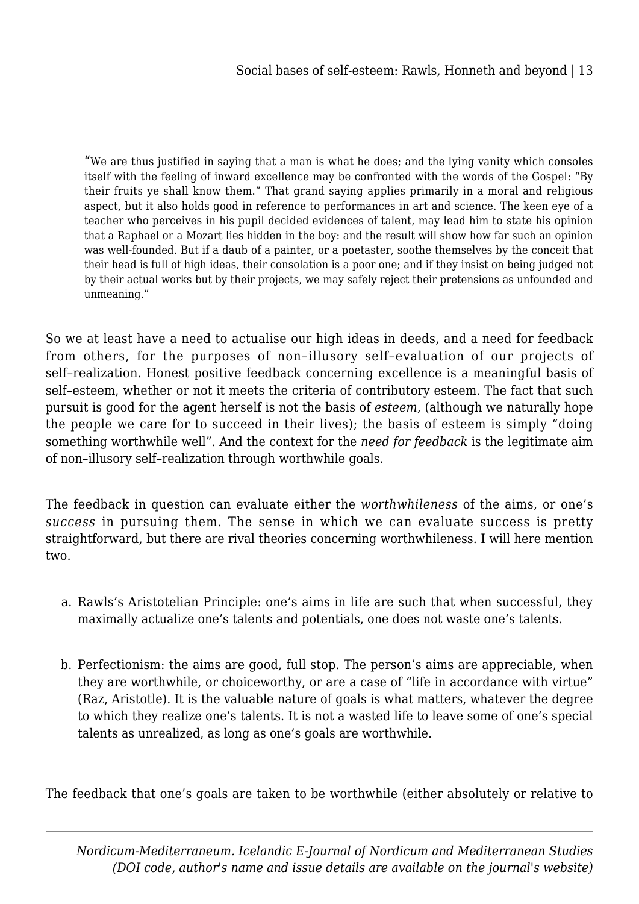> "We are thus justified in saying that a man is what he does; and the lying vanity which consoles itself with the feeling of inward excellence may be confronted with the words of the Gospel: "By their fruits ye shall know them." That grand saying applies primarily in a moral and religious aspect, but it also holds good in reference to performances in art and science. The keen eye of a teacher who perceives in his pupil decided evidences of talent, may lead him to state his opinion that a Raphael or a Mozart lies hidden in the boy: and the result will show how far such an opinion was well-founded. But if a daub of a painter, or a poetaster, soothe themselves by the conceit that their head is full of high ideas, their consolation is a poor one; and if they insist on being judged not by their actual works but by their projects, we may safely reject their pretensions as unfounded and unmeaning."

So we at least have a need to actualise our high ideas in deeds, and a need for feedback from others, for the purposes of non–illusory self–evaluation of our projects of self–realization. Honest positive feedback concerning excellence is a meaningful basis of self–esteem, whether or not it meets the criteria of contributory esteem. The fact that such pursuit is good for the agent herself is not the basis of *esteem*, (although we naturally hope the people we care for to succeed in their lives); the basis of esteem is simply "doing something worthwhile well". And the context for the *need for feedback* is the legitimate aim of non–illusory self–realization through worthwhile goals.

The feedback in question can evaluate either the *worthwhileness* of the aims, or one's *success* in pursuing them. The sense in which we can evaluate success is pretty straightforward, but there are rival theories concerning worthwhileness. I will here mention two.

a. Rawls's Aristotelian Principle: one's aims in life are such that when successful, they maximally actualize one's talents and potentials, one does not waste one's talents.
b. Perfectionism: the aims are good, full stop. The person's aims are appreciable, when they are worthwhile, or choiceworthy, or are a case of "life in accordance with virtue" (Raz, Aristotle). It is the valuable nature of goals is what matters, whatever the degree to which they realize one's talents. It is not a wasted life to leave some of one's special talents as unrealized, as long as one's goals are worthwhile.

The feedback that one's goals are taken to be worthwhile (either absolutely or relative to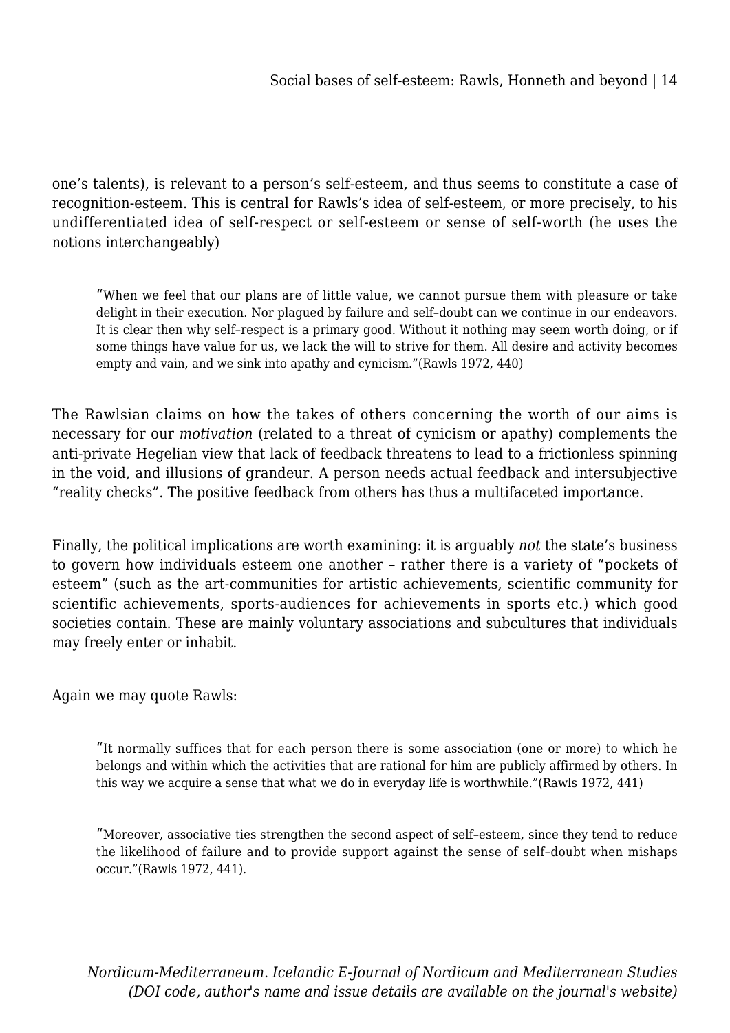one's talents), is relevant to a person's self-esteem, and thus seems to constitute a case of recognition-esteem. This is central for Rawls's idea of self-esteem, or more precisely, to his undifferentiated idea of self-respect or self-esteem or sense of self-worth (he uses the notions interchangeably)

> "When we feel that our plans are of little value, we cannot pursue them with pleasure or take delight in their execution. Nor plagued by failure and self–doubt can we continue in our endeavors. It is clear then why self–respect is a primary good. Without it nothing may seem worth doing, or if some things have value for us, we lack the will to strive for them. All desire and activity becomes empty and vain, and we sink into apathy and cynicism."(Rawls 1972, 440)

The Rawlsian claims on how the takes of others concerning the worth of our aims is necessary for our *motivation* (related to a threat of cynicism or apathy) complements the anti-private Hegelian view that lack of feedback threatens to lead to a frictionless spinning in the void, and illusions of grandeur. A person needs actual feedback and intersubjective "reality checks". The positive feedback from others has thus a multifaceted importance.

Finally, the political implications are worth examining: it is arguably *not* the state's business to govern how individuals esteem one another – rather there is a variety of "pockets of esteem" (such as the art-communities for artistic achievements, scientific community for scientific achievements, sports-audiences for achievements in sports etc.) which good societies contain. These are mainly voluntary associations and subcultures that individuals may freely enter or inhabit.

Again we may quote Rawls:

> "It normally suffices that for each person there is some association (one or more) to which he belongs and within which the activities that are rational for him are publicly affirmed by others. In this way we acquire a sense that what we do in everyday life is worthwhile."(Rawls 1972, 441)

> "Moreover, associative ties strengthen the second aspect of self–esteem, since they tend to reduce the likelihood of failure and to provide support against the sense of self–doubt when mishaps occur."(Rawls 1972, 441).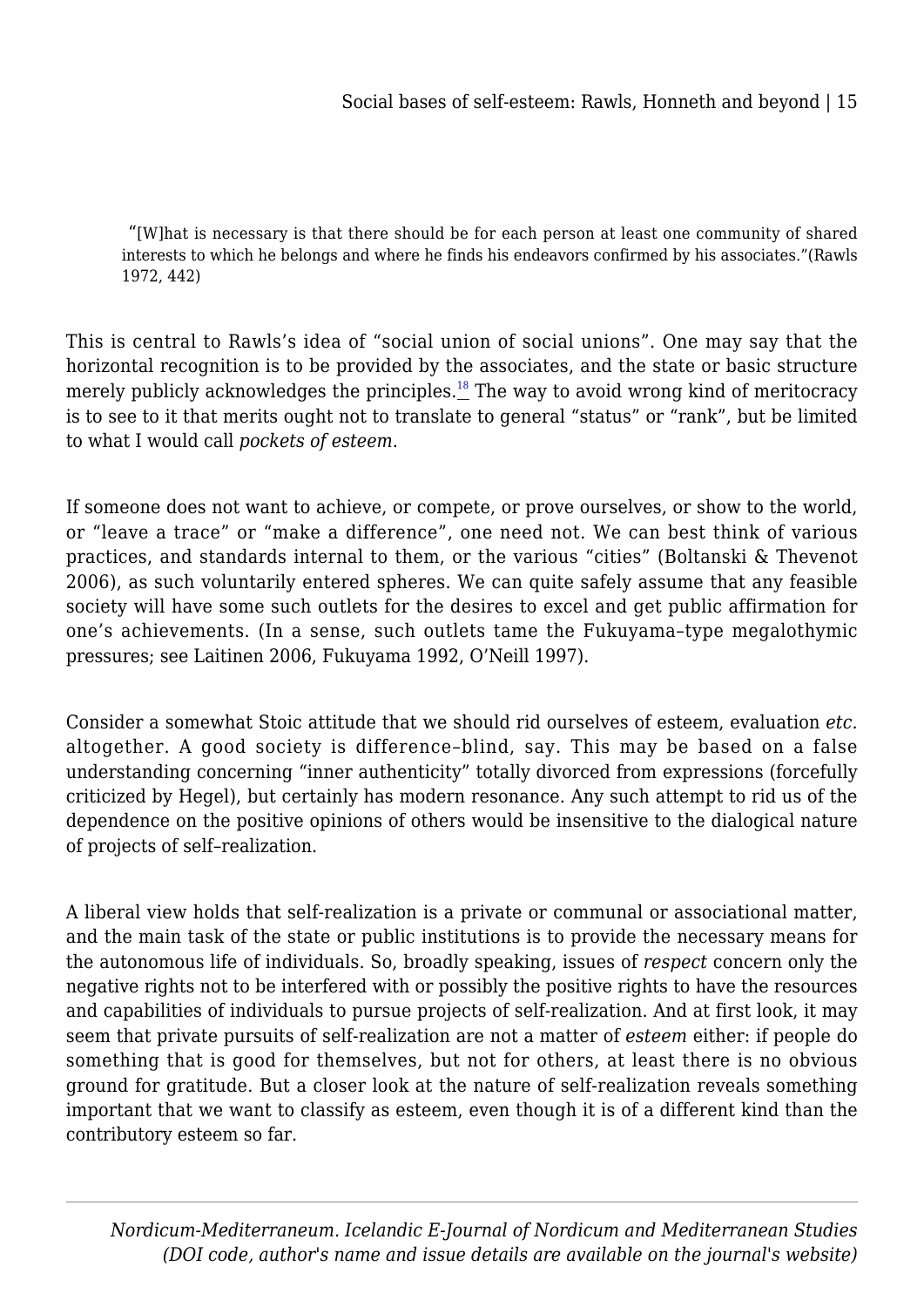> "[W]hat is necessary is that there should be for each person at least one community of shared interests to which he belongs and where he finds his endeavors confirmed by his associates."(Rawls 1972, 442)

This is central to Rawls's idea of "social union of social unions". One may say that the horizontal recognition is to be provided by the associates, and the state or basic structure merely publicly acknowledges the principles.[18] The way to avoid wrong kind of meritocracy is to see to it that merits ought not to translate to general "status" or "rank", but be limited to what I would call *pockets of esteem*.

If someone does not want to achieve, or compete, or prove ourselves, or show to the world, or "leave a trace" or "make a difference", one need not. We can best think of various practices, and standards internal to them, or the various "cities" (Boltanski & Thevenot 2006), as such voluntarily entered spheres. We can quite safely assume that any feasible society will have some such outlets for the desires to excel and get public affirmation for one's achievements. (In a sense, such outlets tame the Fukuyama–type megalothymic pressures; see Laitinen 2006, Fukuyama 1992, O'Neill 1997).

Consider a somewhat Stoic attitude that we should rid ourselves of esteem, evaluation *etc.* altogether. A good society is difference–blind, say. This may be based on a false understanding concerning "inner authenticity" totally divorced from expressions (forcefully criticized by Hegel), but certainly has modern resonance. Any such attempt to rid us of the dependence on the positive opinions of others would be insensitive to the dialogical nature of projects of self–realization.

A liberal view holds that self-realization is a private or communal or associational matter, and the main task of the state or public institutions is to provide the necessary means for the autonomous life of individuals. So, broadly speaking, issues of *respect* concern only the negative rights not to be interfered with or possibly the positive rights to have the resources and capabilities of individuals to pursue projects of self-realization. And at first look, it may seem that private pursuits of self-realization are not a matter of *esteem* either: if people do something that is good for themselves, but not for others, at least there is no obvious ground for gratitude. But a closer look at the nature of self-realization reveals something important that we want to classify as esteem, even though it is of a different kind than the contributory esteem so far.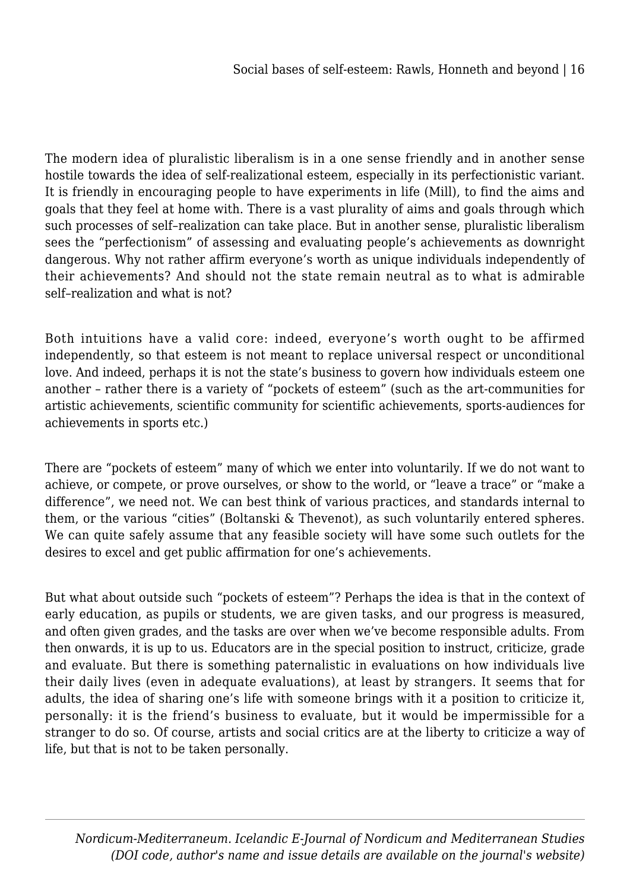The modern idea of pluralistic liberalism is in a one sense friendly and in another sense hostile towards the idea of self-realizational esteem, especially in its perfectionistic variant. It is friendly in encouraging people to have experiments in life (Mill), to find the aims and goals that they feel at home with. There is a vast plurality of aims and goals through which such processes of self–realization can take place. But in another sense, pluralistic liberalism sees the "perfectionism" of assessing and evaluating people's achievements as downright dangerous. Why not rather affirm everyone's worth as unique individuals independently of their achievements? And should not the state remain neutral as to what is admirable self–realization and what is not?

Both intuitions have a valid core: indeed, everyone's worth ought to be affirmed independently, so that esteem is not meant to replace universal respect or unconditional love. And indeed, perhaps it is not the state's business to govern how individuals esteem one another – rather there is a variety of "pockets of esteem" (such as the art-communities for artistic achievements, scientific community for scientific achievements, sports-audiences for achievements in sports etc.)

There are "pockets of esteem" many of which we enter into voluntarily. If we do not want to achieve, or compete, or prove ourselves, or show to the world, or "leave a trace" or "make a difference", we need not. We can best think of various practices, and standards internal to them, or the various "cities" (Boltanski & Thevenot), as such voluntarily entered spheres. We can quite safely assume that any feasible society will have some such outlets for the desires to excel and get public affirmation for one's achievements.

But what about outside such "pockets of esteem"? Perhaps the idea is that in the context of early education, as pupils or students, we are given tasks, and our progress is measured, and often given grades, and the tasks are over when we've become responsible adults. From then onwards, it is up to us. Educators are in the special position to instruct, criticize, grade and evaluate. But there is something paternalistic in evaluations on how individuals live their daily lives (even in adequate evaluations), at least by strangers. It seems that for adults, the idea of sharing one's life with someone brings with it a position to criticize it, personally: it is the friend's business to evaluate, but it would be impermissible for a stranger to do so. Of course, artists and social critics are at the liberty to criticize a way of life, but that is not to be taken personally.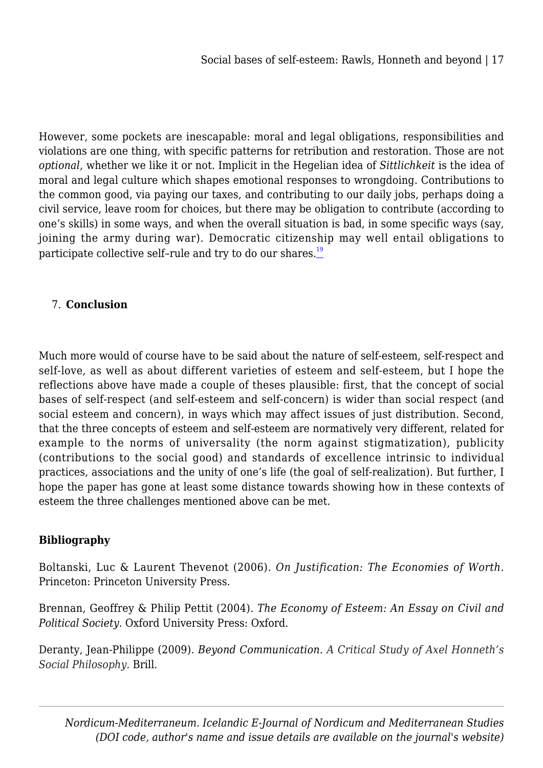However, some pockets are inescapable: moral and legal obligations, responsibilities and violations are one thing, with specific patterns for retribution and restoration. Those are not *optional,* whether we like it or not. Implicit in the Hegelian idea of *Sittlichkeit* is the idea of moral and legal culture which shapes emotional responses to wrongdoing. Contributions to the common good, via paying our taxes, and contributing to our daily jobs, perhaps doing a civil service, leave room for choices, but there may be obligation to contribute (according to one's skills) in some ways, and when the overall situation is bad, in some specific ways (say, joining the army during war). Democratic citizenship may well entail obligations to participate collective self–rule and try to do our shares.[19]

## 7. **Conclusion**

Much more would of course have to be said about the nature of self-esteem, self-respect and self-love, as well as about different varieties of esteem and self-esteem, but I hope the reflections above have made a couple of theses plausible: first, that the concept of social bases of self-respect (and self-esteem and self-concern) is wider than social respect (and social esteem and concern), in ways which may affect issues of just distribution. Second, that the three concepts of esteem and self-esteem are normatively very different, related for example to the norms of universality (the norm against stigmatization), publicity (contributions to the social good) and standards of excellence intrinsic to individual practices, associations and the unity of one's life (the goal of self-realization). But further, I hope the paper has gone at least some distance towards showing how in these contexts of esteem the three challenges mentioned above can be met.

### **Bibliography**

Boltanski, Luc & Laurent Thevenot (2006). *On Justification: The Economies of Worth.* Princeton: Princeton University Press.

Brennan, Geoffrey & Philip Pettit (2004). *The Economy of Esteem: An Essay on Civil and Political Society*. Oxford University Press: Oxford.

Deranty, Jean-Philippe (2009). *Beyond Communication. A Critical Study of Axel Honneth's Social Philosophy.* Brill.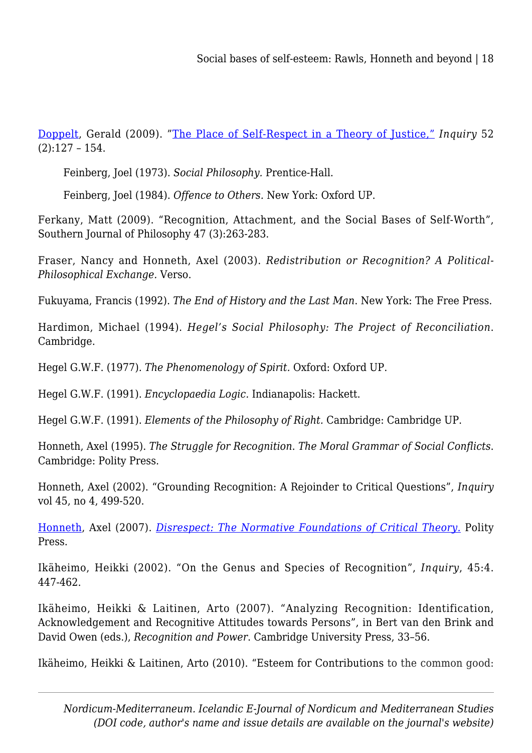Doppelt, Gerald (2009). "The Place of Self-Respect in a Theory of Justice," *Inquiry* 52 (2):127 – 154.

Feinberg, Joel (1973). *Social Philosophy.* Prentice-Hall.

Feinberg, Joel (1984). *Offence to Others.* New York: Oxford UP.

Ferkany, Matt (2009). "Recognition, Attachment, and the Social Bases of Self-Worth", Southern Journal of Philosophy 47 (3):263-283.

Fraser, Nancy and Honneth, Axel (2003). *Redistribution or Recognition? A Political-Philosophical Exchange.* Verso.

Fukuyama, Francis (1992). *The End of History and the Last Man*. New York: The Free Press.

Hardimon, Michael (1994). *Hegel's Social Philosophy: The Project of Reconciliation*. Cambridge.

Hegel G.W.F. (1977). *The Phenomenology of Spirit.* Oxford: Oxford UP.

Hegel G.W.F. (1991). *Encyclopaedia Logic.* Indianapolis: Hackett.

Hegel G.W.F. (1991). *Elements of the Philosophy of Right.* Cambridge: Cambridge UP.

Honneth, Axel (1995). *The Struggle for Recognition*. *The Moral Grammar of Social Conflicts*. Cambridge: Polity Press.

Honneth, Axel (2002). "Grounding Recognition: A Rejoinder to Critical Questions", *Inquiry* vol 45, no 4, 499-520.

Honneth, Axel (2007). *Disrespect: The Normative Foundations of Critical Theory.* Polity Press.

Ikäheimo, Heikki (2002). "On the Genus and Species of Recognition", *Inquiry*, 45:4. 447-462.

Ikäheimo, Heikki & Laitinen, Arto (2007). "Analyzing Recognition: Identification, Acknowledgement and Recognitive Attitudes towards Persons", in Bert van den Brink and David Owen (eds.), *Recognition and Power*. Cambridge University Press, 33–56.

Ikäheimo, Heikki & Laitinen, Arto (2010). "Esteem for Contributions to the common good: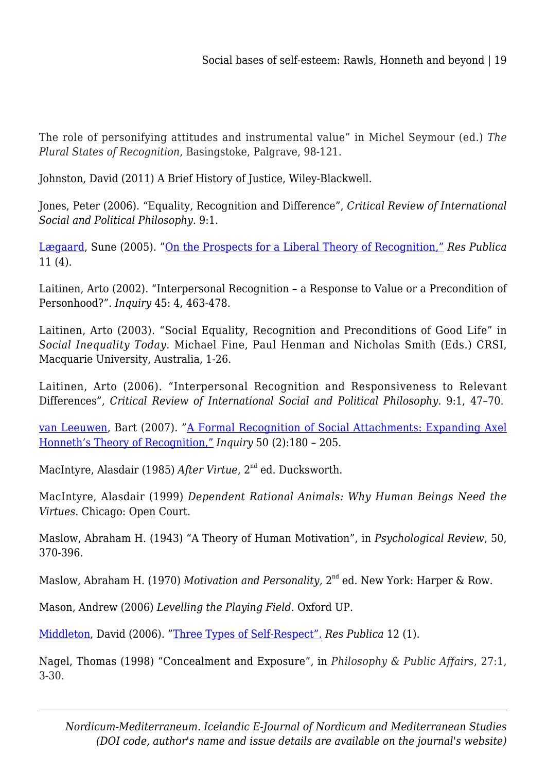The role of personifying attitudes and instrumental value" in Michel Seymour (ed.) *The Plural States of Recognition*, Basingstoke, Palgrave, 98-121.

Johnston, David (2011) A Brief History of Justice, Wiley-Blackwell.

Jones, Peter (2006). "Equality, Recognition and Difference", *Critical Review of International Social and Political Philosophy*. 9:1.

Lægaard, Sune (2005). "On the Prospects for a Liberal Theory of Recognition," *Res Publica* 11 (4).

Laitinen, Arto (2002). "Interpersonal Recognition – a Response to Value or a Precondition of Personhood?". *Inquiry* 45: 4, 463-478.

Laitinen, Arto (2003). "Social Equality, Recognition and Preconditions of Good Life" in *Social Inequality Today*. Michael Fine, Paul Henman and Nicholas Smith (Eds.) CRSI, Macquarie University, Australia, 1-26.

Laitinen, Arto (2006). "Interpersonal Recognition and Responsiveness to Relevant Differences", *Critical Review of International Social and Political Philosophy*. 9:1, 47–70.

van Leeuwen, Bart (2007). "A Formal Recognition of Social Attachments: Expanding Axel Honneth's Theory of Recognition," *Inquiry* 50 (2):180 – 205.

MacIntyre, Alasdair (1985) *After Virtue*, 2nd ed. Ducksworth.

MacIntyre, Alasdair (1999) *Dependent Rational Animals: Why Human Beings Need the Virtues*. Chicago: Open Court.

Maslow, Abraham H. (1943) "A Theory of Human Motivation", in *Psychological Review*, 50, 370-396.

Maslow, Abraham H. (1970) *Motivation and Personality*, 2nd ed. New York: Harper & Row.

Mason, Andrew (2006) *Levelling the Playing Field*. Oxford UP.

Middleton, David (2006). "Three Types of Self-Respect". *Res Publica* 12 (1).

Nagel, Thomas (1998) "Concealment and Exposure", in *Philosophy & Public Affairs*, 27:1, 3-30.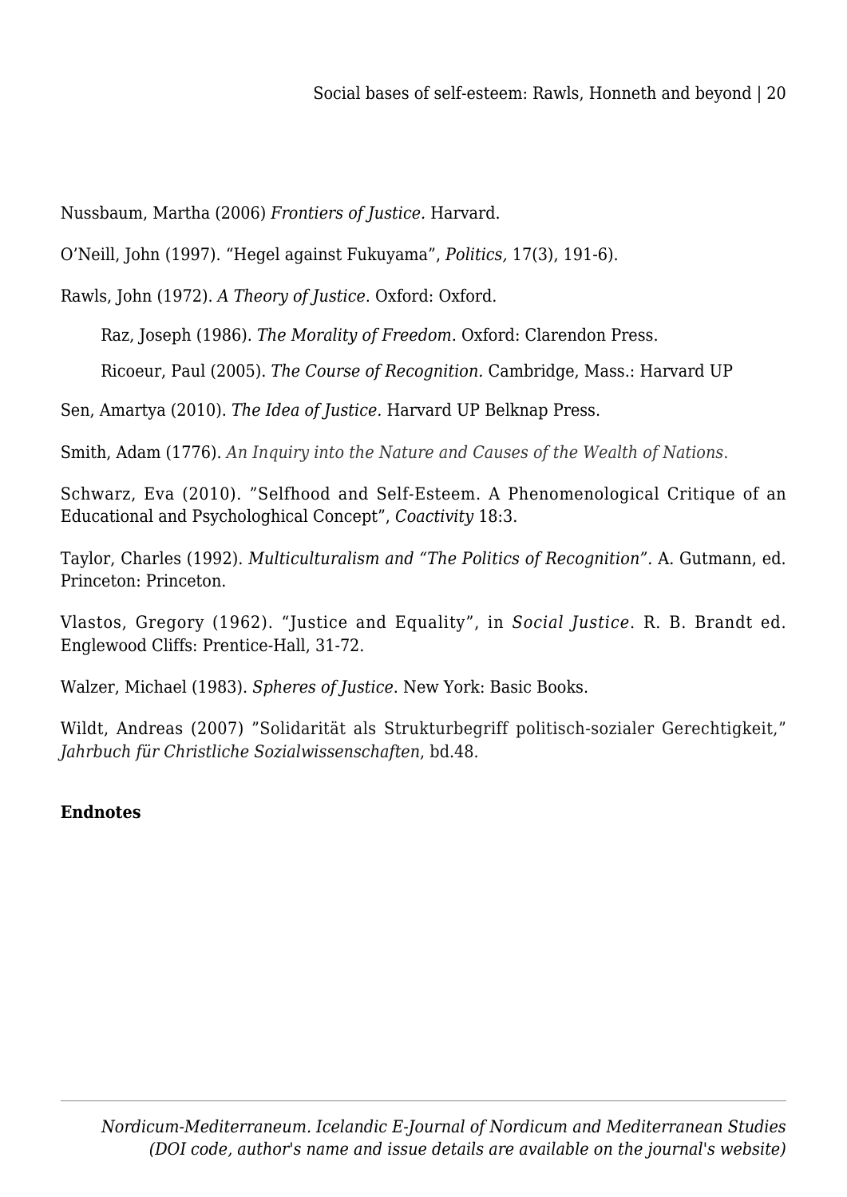Nussbaum, Martha (2006) *Frontiers of Justice*. Harvard.

O'Neill, John (1997). "Hegel against Fukuyama", *Politics,* 17(3), 191-6).

Rawls, John (1972). *A Theory of Justice*. Oxford: Oxford.

Raz, Joseph (1986). *The Morality of Freedom*. Oxford: Clarendon Press.

Ricoeur, Paul (2005). *The Course of Recognition.* Cambridge, Mass.: Harvard UP

Sen, Amartya (2010). *The Idea of Justice.* Harvard UP Belknap Press.

Smith, Adam (1776). *An Inquiry into the Nature and Causes of the Wealth of Nations.*

Schwarz, Eva (2010). "Selfhood and Self-Esteem. A Phenomenological Critique of an Educational and Psychologhical Concept", *Coactivity* 18:3.

Taylor, Charles (1992). *Multiculturalism and "The Politics of Recognition".* A. Gutmann, ed. Princeton: Princeton.

Vlastos, Gregory (1962). "Justice and Equality", in *Social Justice*. R. B. Brandt ed. Englewood Cliffs: Prentice-Hall, 31-72.

Walzer, Michael (1983). *Spheres of Justice*. New York: Basic Books.

Wildt, Andreas (2007) "Solidarität als Strukturbegriff politisch-sozialer Gerechtigkeit," *Jahrbuch für Christliche Sozialwissenschaften*, bd.48.

**Endnotes**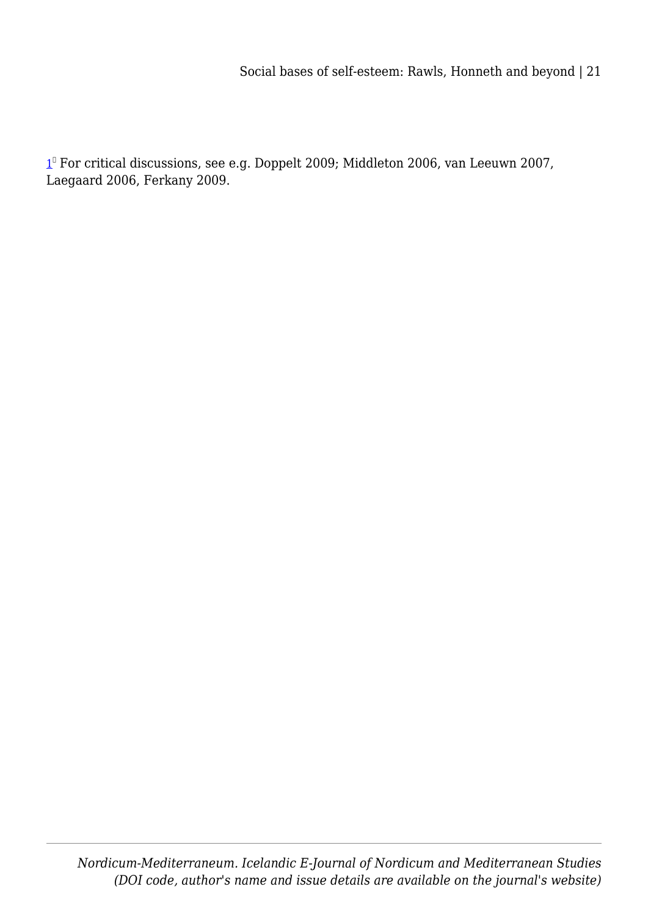[1] For critical discussions, see e.g. Doppelt 2009; Middleton 2006, van Leeuwn 2007, Laegaard 2006, Ferkany 2009.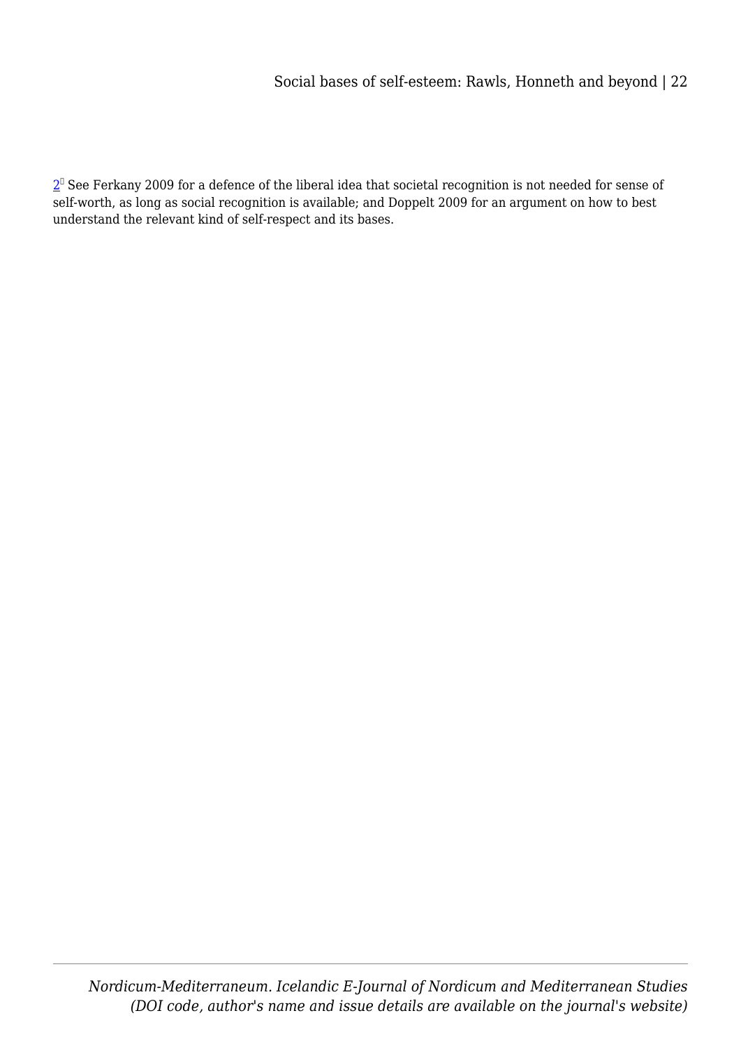[2] See Ferkany 2009 for a defence of the liberal idea that societal recognition is not needed for sense of self-worth, as long as social recognition is available; and Doppelt 2009 for an argument on how to best understand the relevant kind of self-respect and its bases.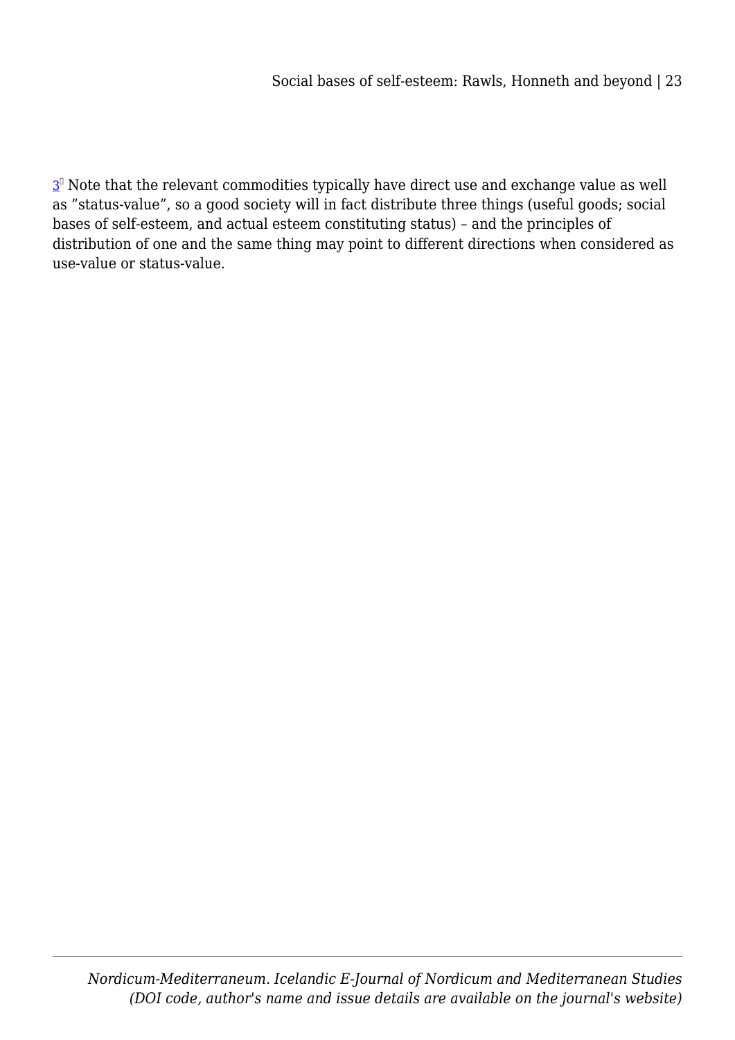[3] Note that the relevant commodities typically have direct use and exchange value as well as ”status-value”, so a good society will in fact distribute three things (useful goods; social bases of self-esteem, and actual esteem constituting status) – and the principles of distribution of one and the same thing may point to different directions when considered as use-value or status-value.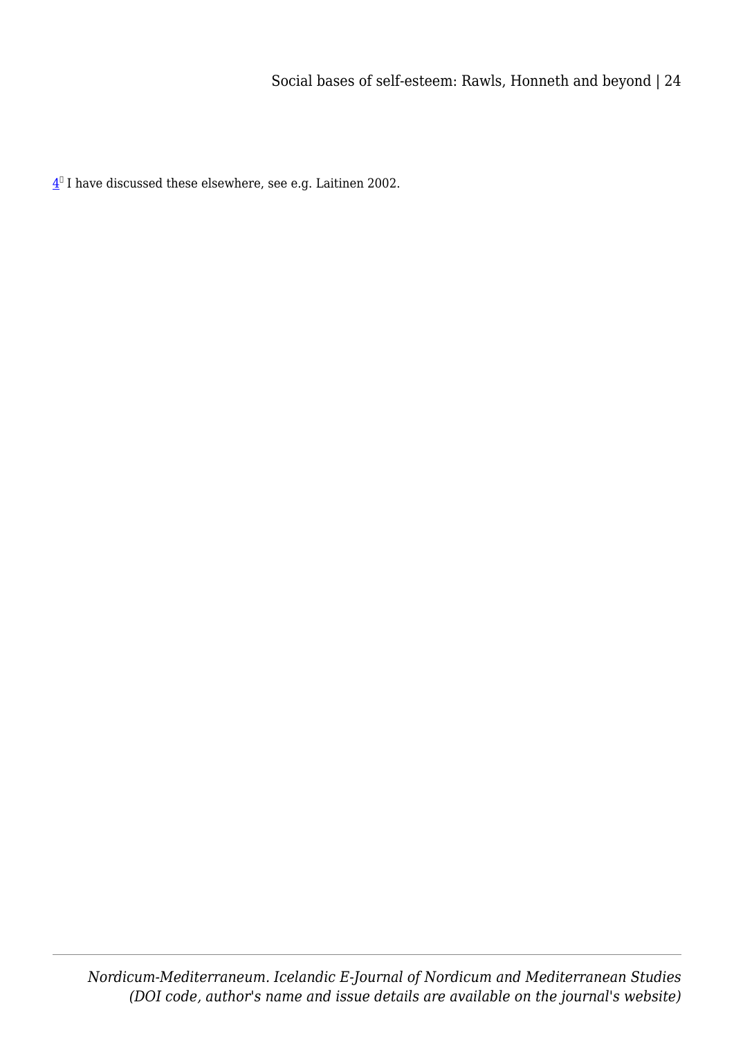[4] I have discussed these elsewhere, see e.g. Laitinen 2002.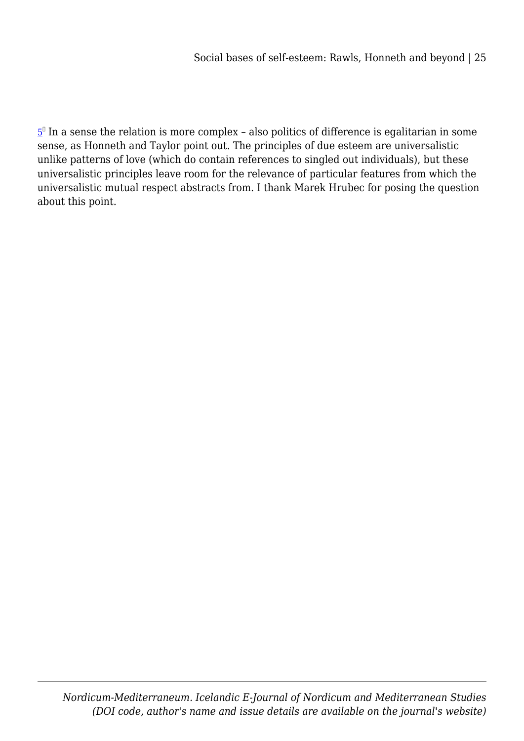[5] In a sense the relation is more complex – also politics of difference is egalitarian in some sense, as Honneth and Taylor point out. The principles of due esteem are universalistic unlike patterns of love (which do contain references to singled out individuals), but these universalistic principles leave room for the relevance of particular features from which the universalistic mutual respect abstracts from. I thank Marek Hrubec for posing the question about this point.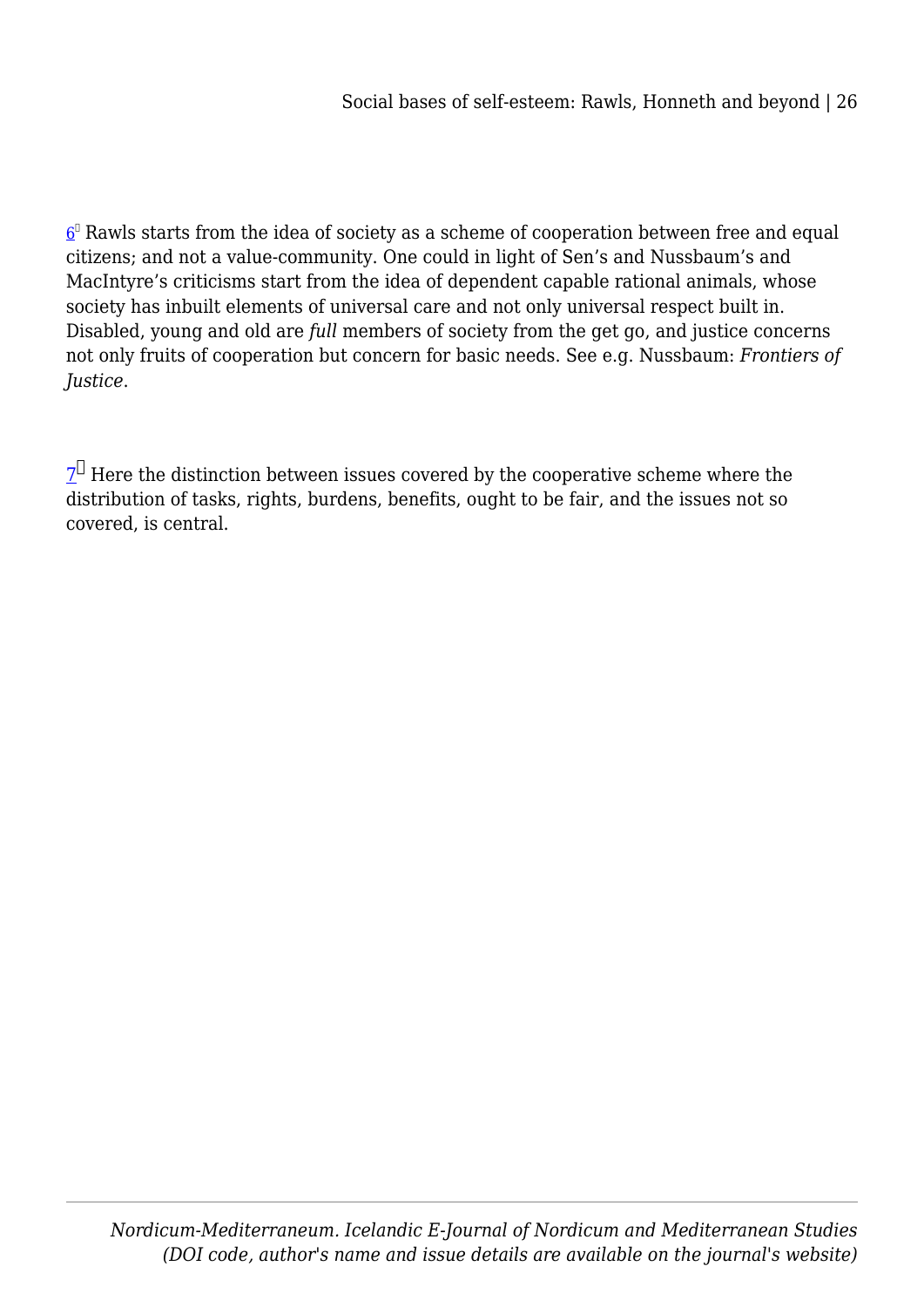[6] Rawls starts from the idea of society as a scheme of cooperation between free and equal citizens; and not a value-community. One could in light of Sen's and Nussbaum's and MacIntyre's criticisms start from the idea of dependent capable rational animals, whose society has inbuilt elements of universal care and not only universal respect built in. Disabled, young and old are *full* members of society from the get go, and justice concerns not only fruits of cooperation but concern for basic needs. See e.g. Nussbaum: *Frontiers of Justice*.

[7] Here the distinction between issues covered by the cooperative scheme where the distribution of tasks, rights, burdens, benefits, ought to be fair, and the issues not so covered, is central.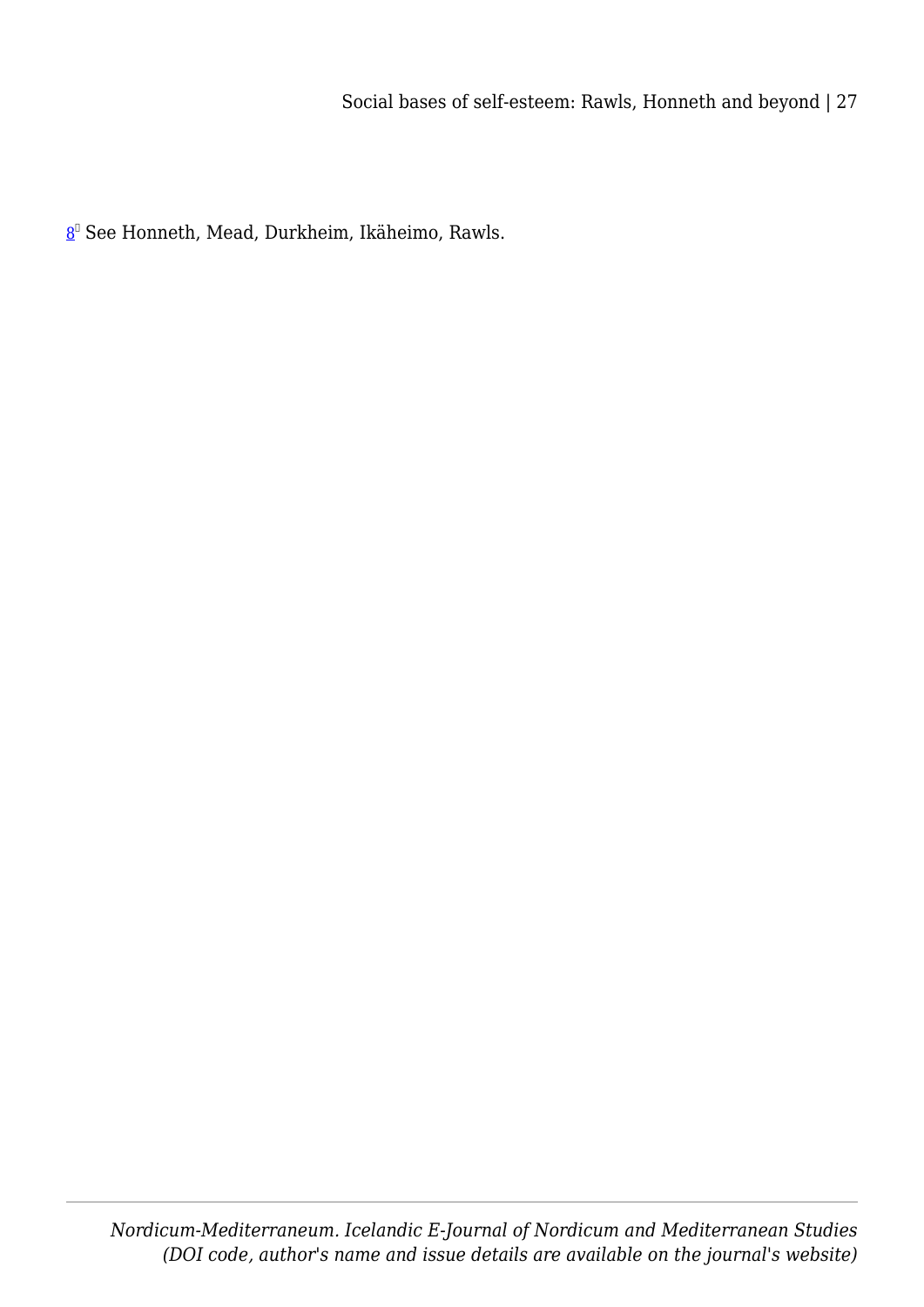[8] See Honneth, Mead, Durkheim, Ikäheimo, Rawls.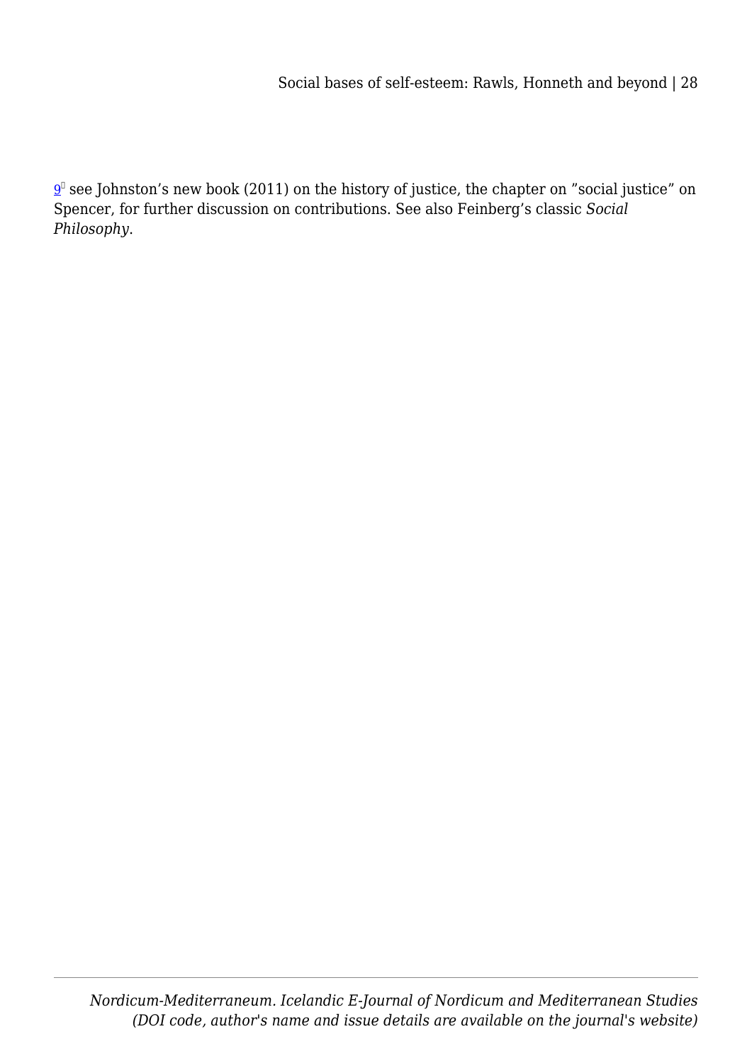[9] see Johnston's new book (2011) on the history of justice, the chapter on "social justice" on Spencer, for further discussion on contributions. See also Feinberg's classic *Social Philosophy*.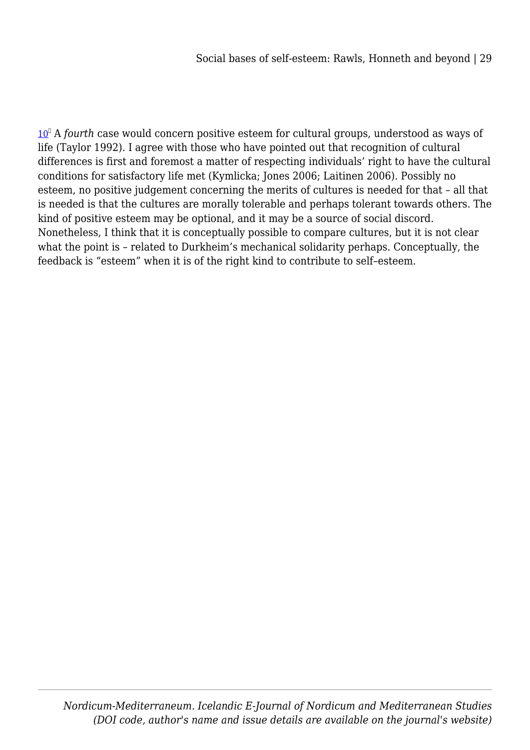[10] A *fourth* case would concern positive esteem for cultural groups, understood as ways of life (Taylor 1992). I agree with those who have pointed out that recognition of cultural differences is first and foremost a matter of respecting individuals' right to have the cultural conditions for satisfactory life met (Kymlicka; Jones 2006; Laitinen 2006). Possibly no esteem, no positive judgement concerning the merits of cultures is needed for that – all that is needed is that the cultures are morally tolerable and perhaps tolerant towards others. The kind of positive esteem may be optional, and it may be a source of social discord. Nonetheless, I think that it is conceptually possible to compare cultures, but it is not clear what the point is – related to Durkheim's mechanical solidarity perhaps. Conceptually, the feedback is "esteem" when it is of the right kind to contribute to self–esteem.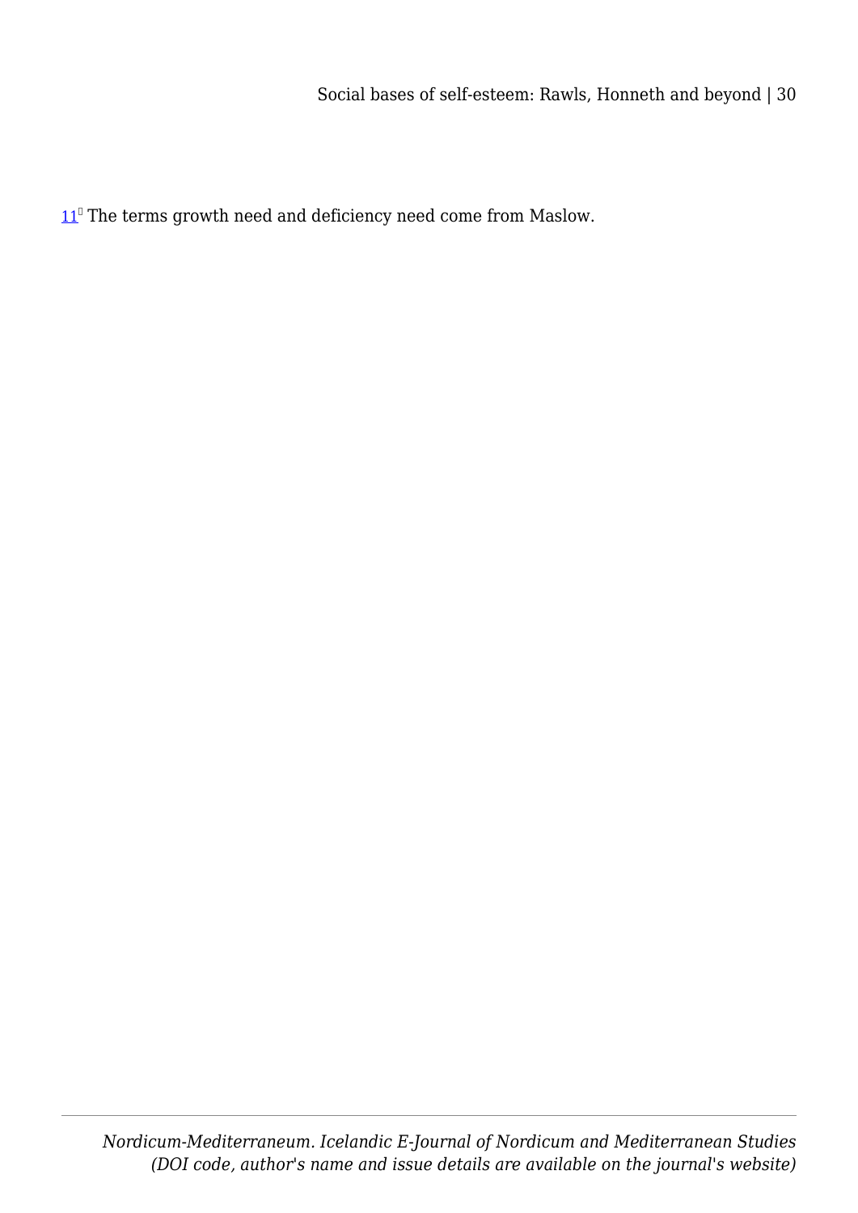[11] The terms growth need and deficiency need come from Maslow.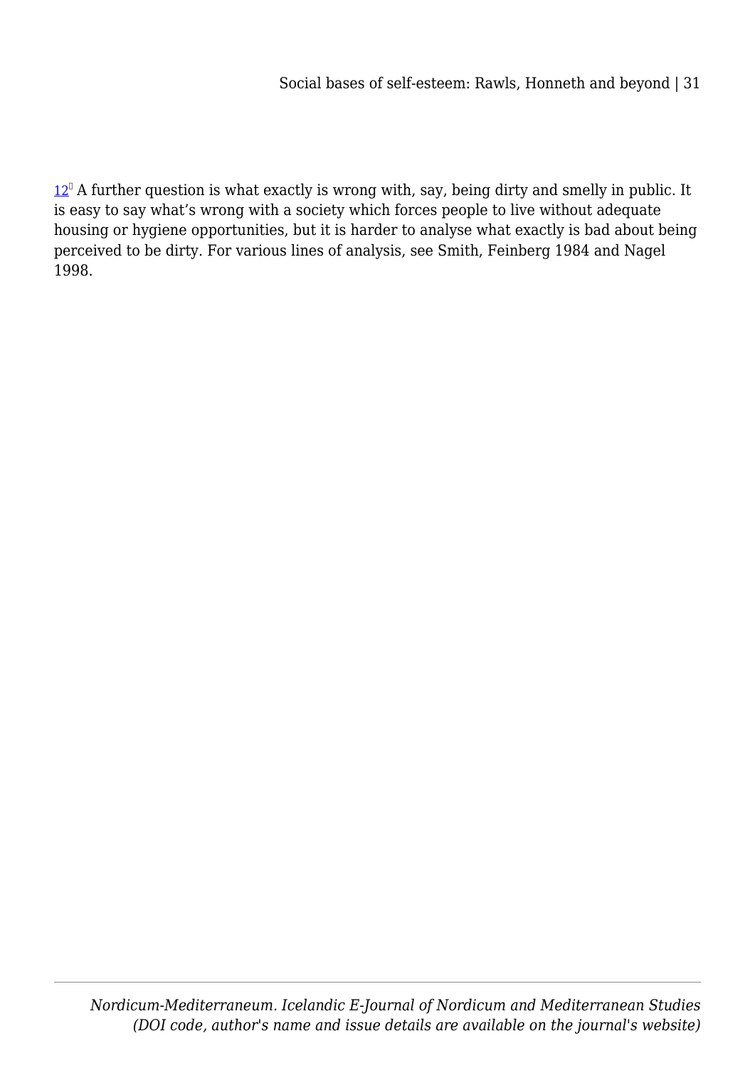[12] A further question is what exactly is wrong with, say, being dirty and smelly in public. It is easy to say what's wrong with a society which forces people to live without adequate housing or hygiene opportunities, but it is harder to analyse what exactly is bad about being perceived to be dirty. For various lines of analysis, see Smith, Feinberg 1984 and Nagel 1998.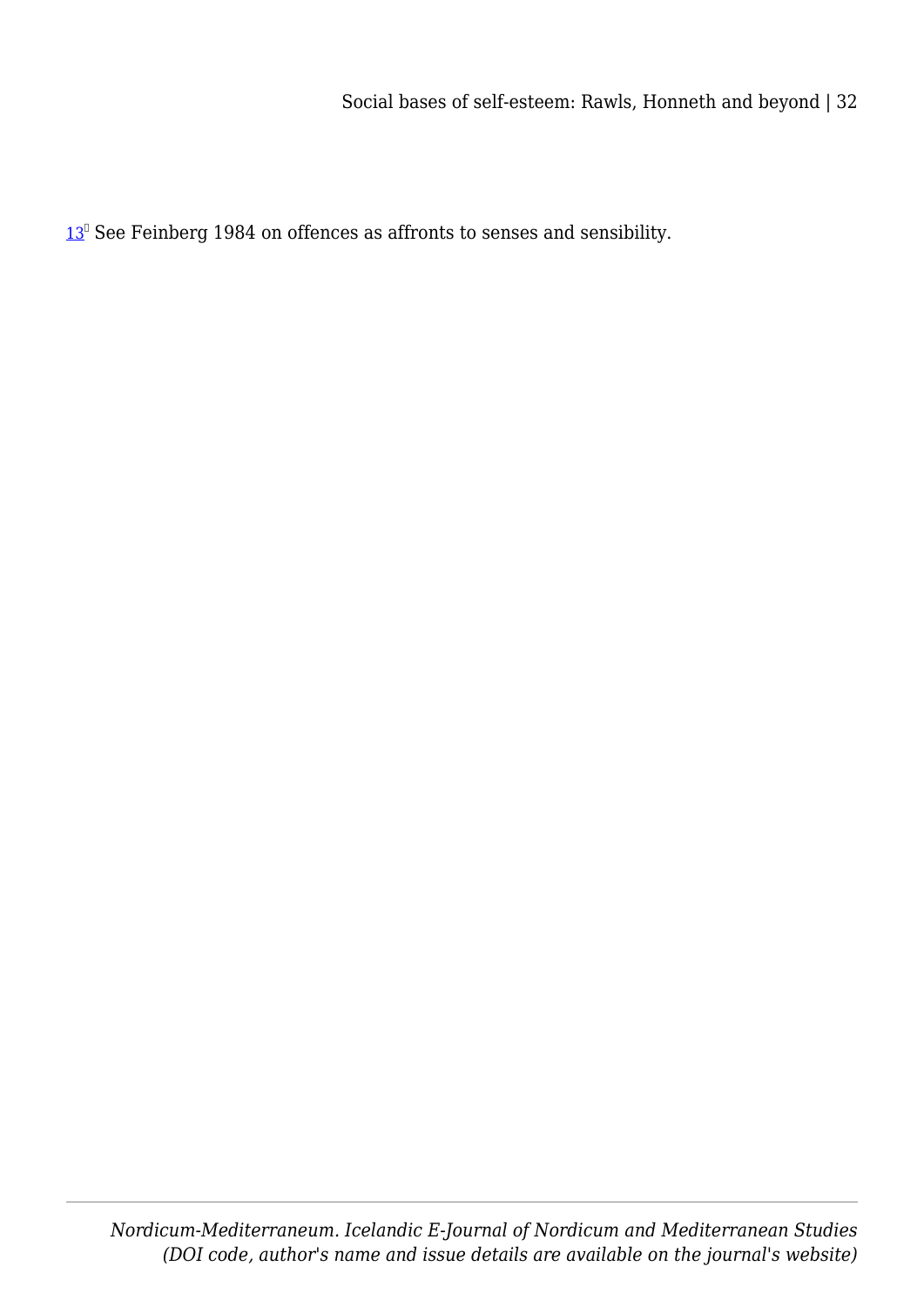[13] See Feinberg 1984 on offences as affronts to senses and sensibility.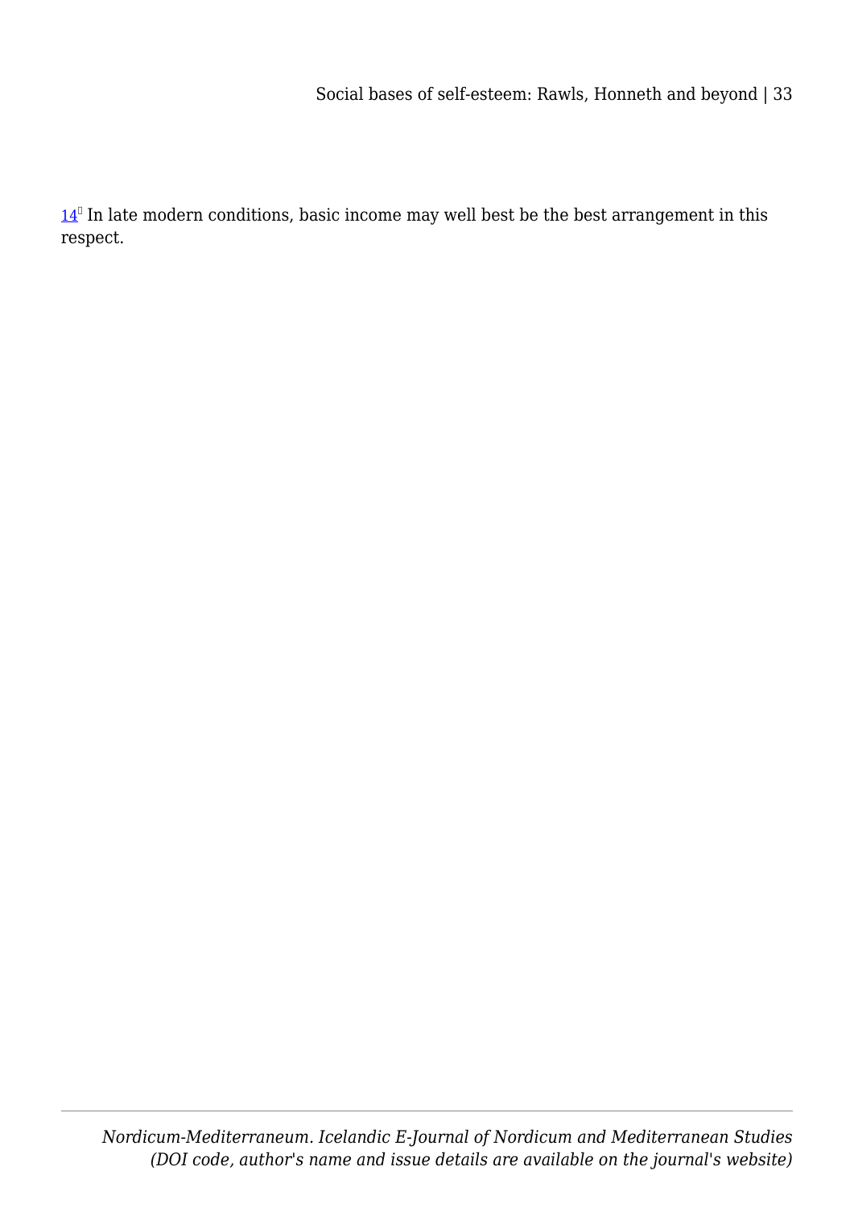[14] In late modern conditions, basic income may well best be the best arrangement in this respect.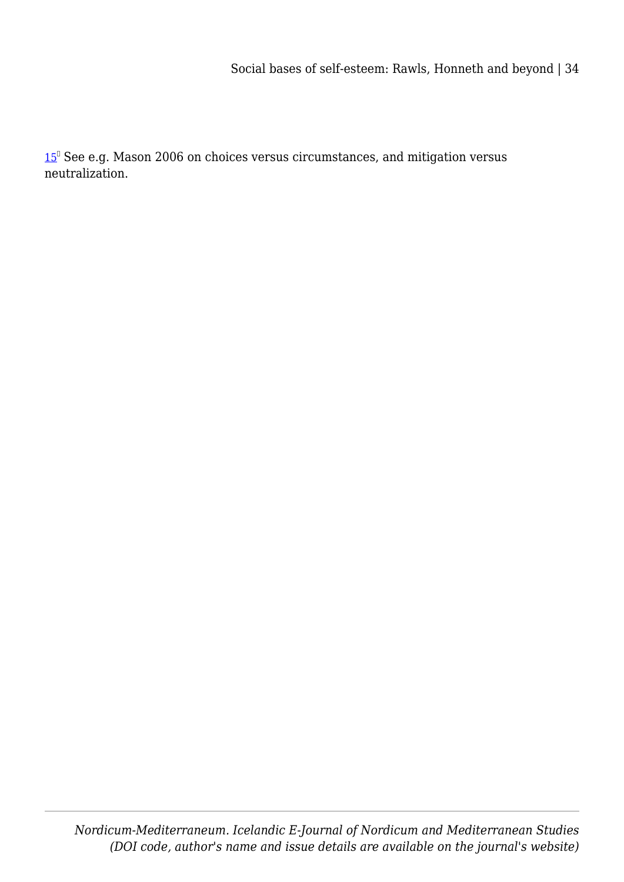[15] See e.g. Mason 2006 on choices versus circumstances, and mitigation versus neutralization.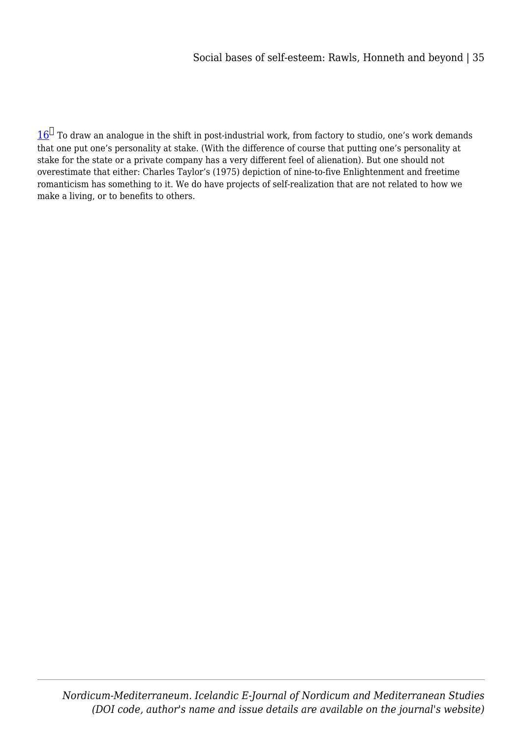[16] To draw an analogue in the shift in post-industrial work, from factory to studio, one's work demands that one put one's personality at stake. (With the difference of course that putting one's personality at stake for the state or a private company has a very different feel of alienation). But one should not overestimate that either: Charles Taylor's (1975) depiction of nine-to-five Enlightenment and freetime romanticism has something to it. We do have projects of self-realization that are not related to how we make a living, or to benefits to others.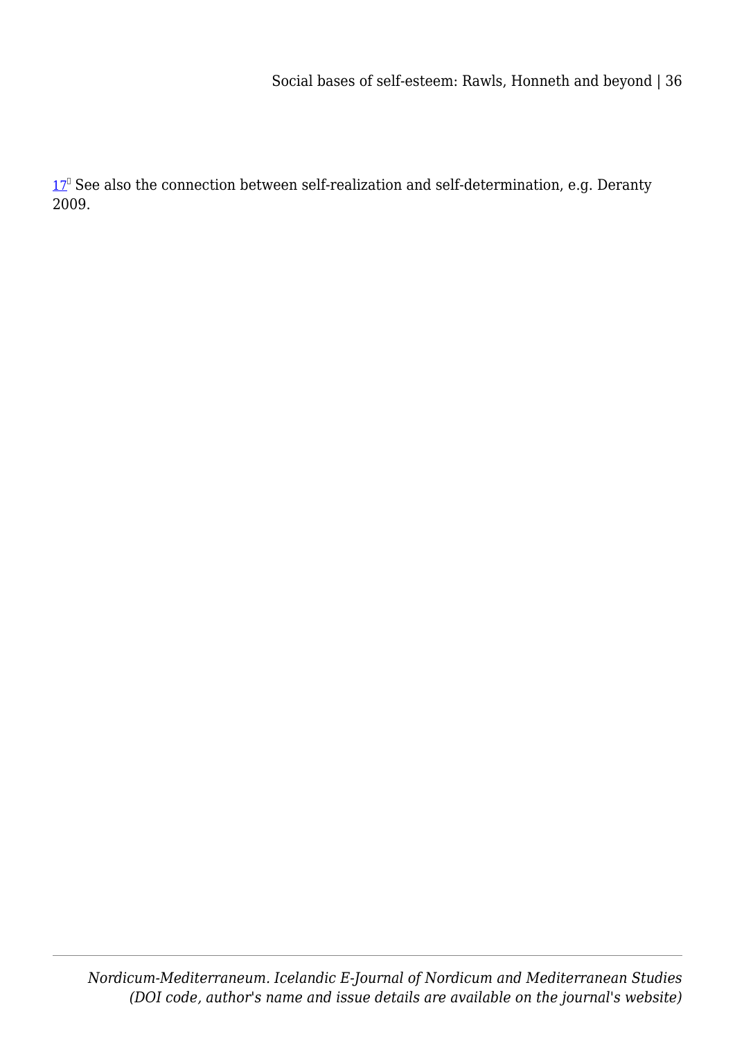[17] See also the connection between self-realization and self-determination, e.g. Deranty 2009.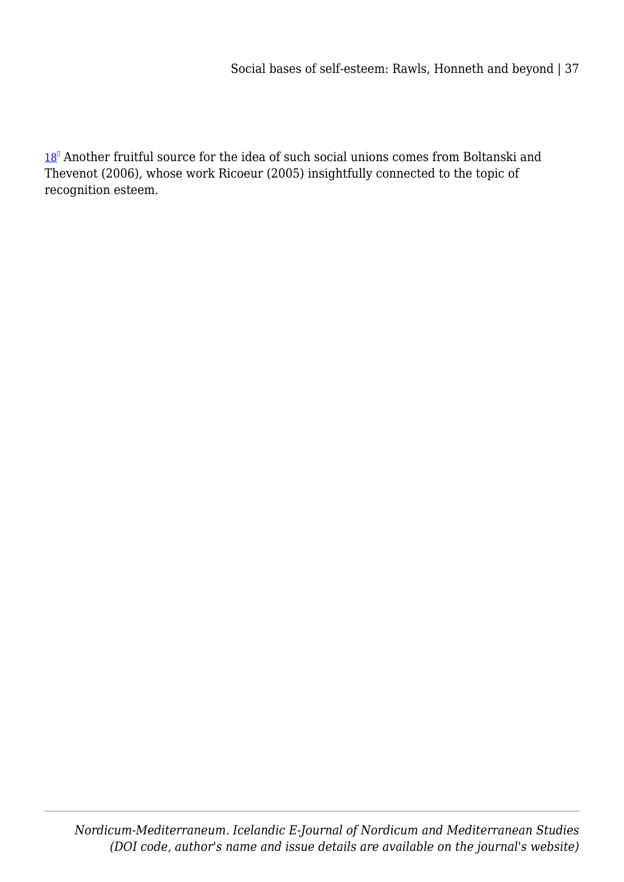[18] Another fruitful source for the idea of such social unions comes from Boltanski and Thevenot (2006), whose work Ricoeur (2005) insightfully connected to the topic of recognition esteem.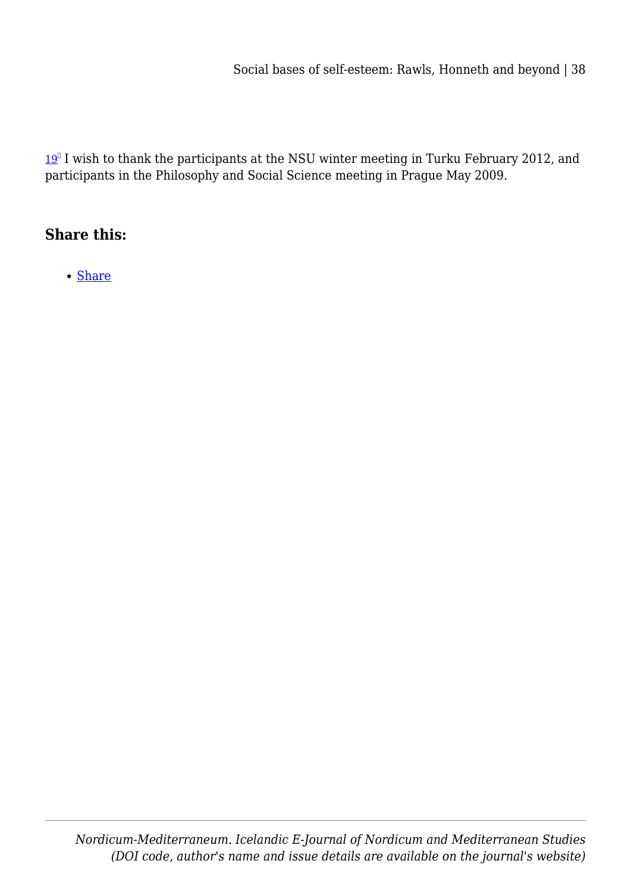[19] I wish to thank the participants at the NSU winter meeting in Turku February 2012, and participants in the Philosophy and Social Science meeting in Prague May 2009.

## Share this:

- Share